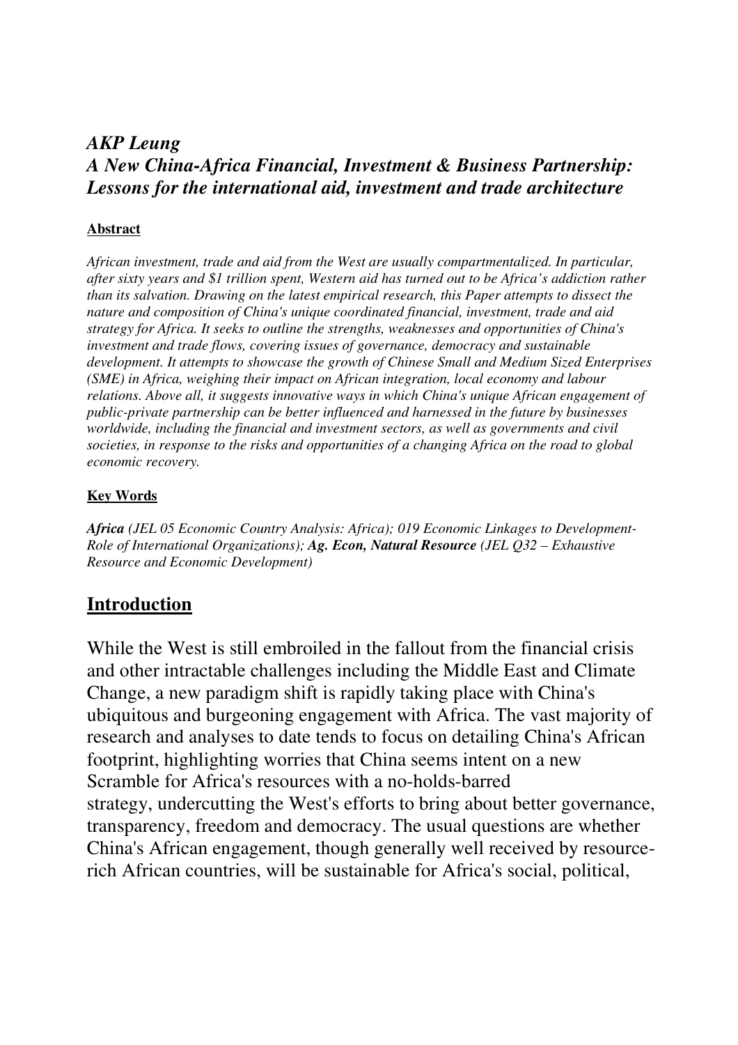## *AKP Leung*
## *A New China-Africa Financial, Investment & Business Partnership: Lessons for the international aid, investment and trade architecture*

**Abstract**

*African investment, trade and aid from the West are usually compartmentalized. In particular, after sixty years and $1 trillion spent, Western aid has turned out to be Africa's addiction rather than its salvation. Drawing on the latest empirical research, this Paper attempts to dissect the nature and composition of China's unique coordinated financial, investment, trade and aid strategy for Africa. It seeks to outline the strengths, weaknesses and opportunities of China's investment and trade flows, covering issues of governance, democracy and sustainable development. It attempts to showcase the growth of Chinese Small and Medium Sized Enterprises (SME) in Africa, weighing their impact on African integration, local economy and labour relations. Above all, it suggests innovative ways in which China's unique African engagement of public-private partnership can be better influenced and harnessed in the future by businesses worldwide, including the financial and investment sectors, as well as governments and civil societies, in response to the risks and opportunities of a changing Africa on the road to global economic recovery.*

**Key Words**

***Africa*** *(JEL 05 Economic Country Analysis: Africa); 019 Economic Linkages to Development-Role of International Organizations);* ***Ag. Econ, Natural Resource*** *(JEL Q32 – Exhaustive Resource and Economic Development)*

## Introduction

While the West is still embroiled in the fallout from the financial crisis and other intractable challenges including the Middle East and Climate Change, a new paradigm shift is rapidly taking place with China's ubiquitous and burgeoning engagement with Africa. The vast majority of research and analyses to date tends to focus on detailing China's African footprint, highlighting worries that China seems intent on a new Scramble for Africa's resources with a no-holds-barred strategy, undercutting the West's efforts to bring about better governance, transparency, freedom and democracy. The usual questions are whether China's African engagement, though generally well received by resource-rich African countries, will be sustainable for Africa's social, political,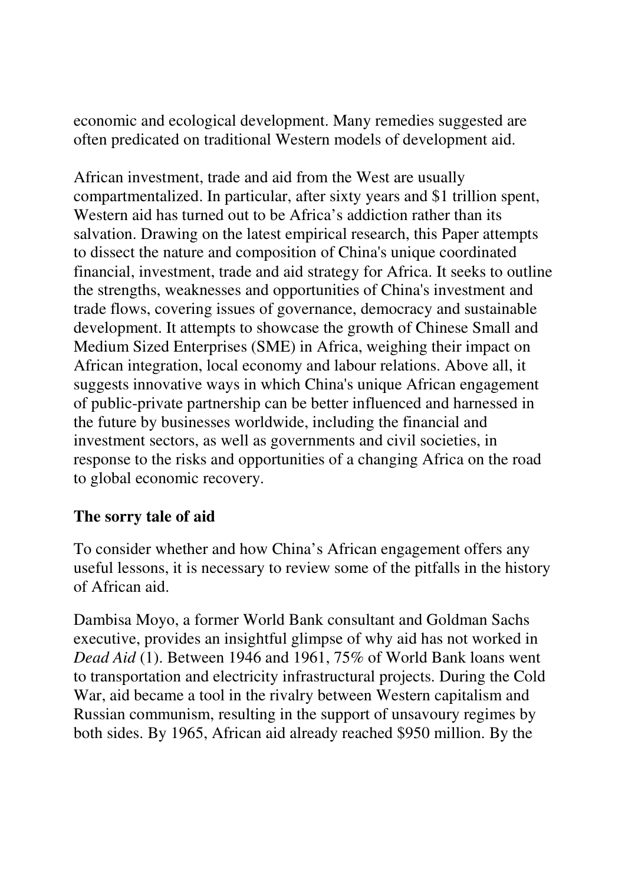economic and ecological development. Many remedies suggested are often predicated on traditional Western models of development aid.

African investment, trade and aid from the West are usually compartmentalized. In particular, after sixty years and $1 trillion spent, Western aid has turned out to be Africa's addiction rather than its salvation. Drawing on the latest empirical research, this Paper attempts to dissect the nature and composition of China's unique coordinated financial, investment, trade and aid strategy for Africa. It seeks to outline the strengths, weaknesses and opportunities of China's investment and trade flows, covering issues of governance, democracy and sustainable development. It attempts to showcase the growth of Chinese Small and Medium Sized Enterprises (SME) in Africa, weighing their impact on African integration, local economy and labour relations. Above all, it suggests innovative ways in which China's unique African engagement of public-private partnership can be better influenced and harnessed in the future by businesses worldwide, including the financial and investment sectors, as well as governments and civil societies, in response to the risks and opportunities of a changing Africa on the road to global economic recovery.

**The sorry tale of aid**

To consider whether and how China's African engagement offers any useful lessons, it is necessary to review some of the pitfalls in the history of African aid.

Dambisa Moyo, a former World Bank consultant and Goldman Sachs executive, provides an insightful glimpse of why aid has not worked in *Dead Aid* (1). Between 1946 and 1961, 75% of World Bank loans went to transportation and electricity infrastructural projects. During the Cold War, aid became a tool in the rivalry between Western capitalism and Russian communism, resulting in the support of unsavoury regimes by both sides. By 1965, African aid already reached $950 million. By the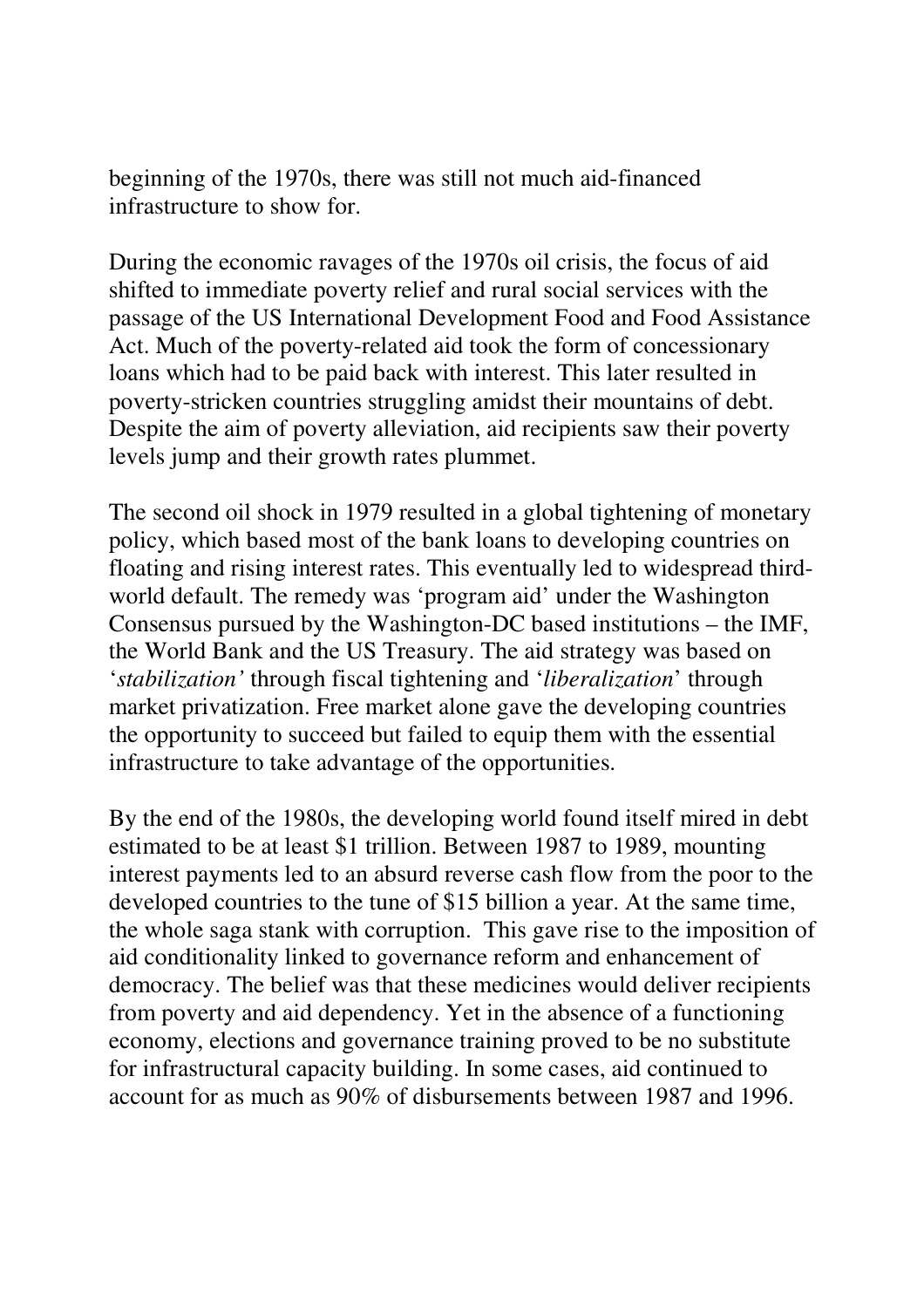beginning of the 1970s, there was still not much aid-financed infrastructure to show for.

During the economic ravages of the 1970s oil crisis, the focus of aid shifted to immediate poverty relief and rural social services with the passage of the US International Development Food and Food Assistance Act. Much of the poverty-related aid took the form of concessionary loans which had to be paid back with interest. This later resulted in poverty-stricken countries struggling amidst their mountains of debt. Despite the aim of poverty alleviation, aid recipients saw their poverty levels jump and their growth rates plummet.

The second oil shock in 1979 resulted in a global tightening of monetary policy, which based most of the bank loans to developing countries on floating and rising interest rates. This eventually led to widespread third-world default. The remedy was 'program aid' under the Washington Consensus pursued by the Washington-DC based institutions – the IMF, the World Bank and the US Treasury. The aid strategy was based on '*stabilization'* through fiscal tightening and '*liberalization*' through market privatization. Free market alone gave the developing countries the opportunity to succeed but failed to equip them with the essential infrastructure to take advantage of the opportunities.

By the end of the 1980s, the developing world found itself mired in debt estimated to be at least $1 trillion. Between 1987 to 1989, mounting interest payments led to an absurd reverse cash flow from the poor to the developed countries to the tune of $15 billion a year. At the same time, the whole saga stank with corruption. This gave rise to the imposition of aid conditionality linked to governance reform and enhancement of democracy. The belief was that these medicines would deliver recipients from poverty and aid dependency. Yet in the absence of a functioning economy, elections and governance training proved to be no substitute for infrastructural capacity building. In some cases, aid continued to account for as much as 90% of disbursements between 1987 and 1996.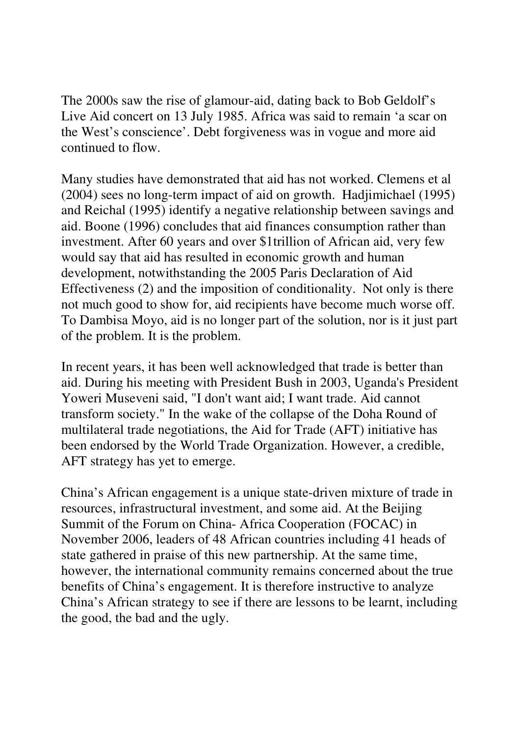The 2000s saw the rise of glamour-aid, dating back to Bob Geldolf's Live Aid concert on 13 July 1985. Africa was said to remain 'a scar on the West's conscience'. Debt forgiveness was in vogue and more aid continued to flow.

Many studies have demonstrated that aid has not worked. Clemens et al (2004) sees no long-term impact of aid on growth. Hadjimichael (1995) and Reichal (1995) identify a negative relationship between savings and aid. Boone (1996) concludes that aid finances consumption rather than investment. After 60 years and over $1trillion of African aid, very few would say that aid has resulted in economic growth and human development, notwithstanding the 2005 Paris Declaration of Aid Effectiveness (2) and the imposition of conditionality. Not only is there not much good to show for, aid recipients have become much worse off. To Dambisa Moyo, aid is no longer part of the solution, nor is it just part of the problem. It is the problem.

In recent years, it has been well acknowledged that trade is better than aid. During his meeting with President Bush in 2003, Uganda's President Yoweri Museveni said, "I don't want aid; I want trade. Aid cannot transform society." In the wake of the collapse of the Doha Round of multilateral trade negotiations, the Aid for Trade (AFT) initiative has been endorsed by the World Trade Organization. However, a credible, AFT strategy has yet to emerge.

China's African engagement is a unique state-driven mixture of trade in resources, infrastructural investment, and some aid. At the Beijing Summit of the Forum on China- Africa Cooperation (FOCAC) in November 2006, leaders of 48 African countries including 41 heads of state gathered in praise of this new partnership. At the same time, however, the international community remains concerned about the true benefits of China's engagement. It is therefore instructive to analyze China's African strategy to see if there are lessons to be learnt, including the good, the bad and the ugly.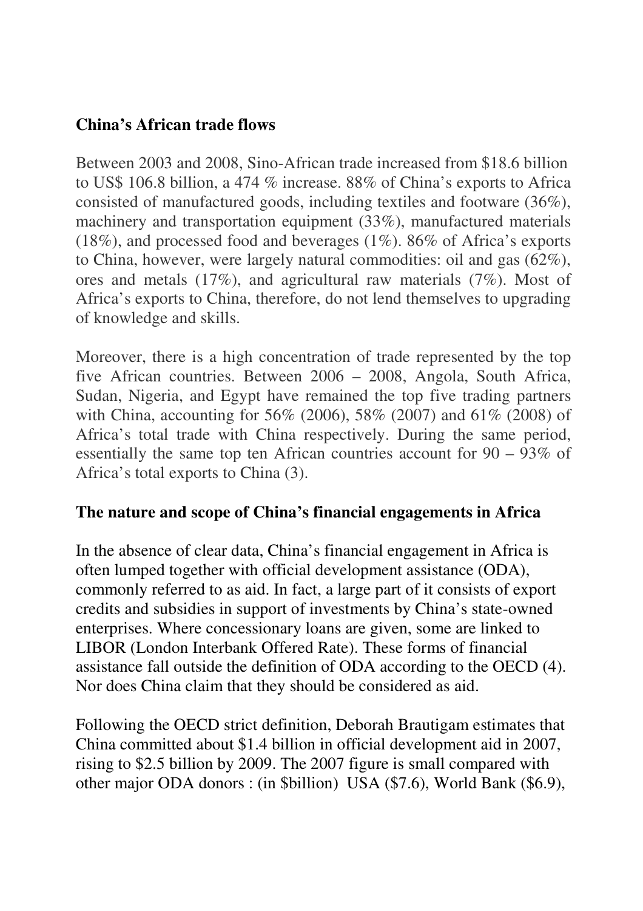## China's African trade flows

Between 2003 and 2008, Sino-African trade increased from $18.6 billion to US$ 106.8 billion, a 474 % increase. 88% of China's exports to Africa consisted of manufactured goods, including textiles and footware (36%), machinery and transportation equipment (33%), manufactured materials (18%), and processed food and beverages (1%). 86% of Africa's exports to China, however, were largely natural commodities: oil and gas (62%), ores and metals (17%), and agricultural raw materials (7%). Most of Africa's exports to China, therefore, do not lend themselves to upgrading of knowledge and skills.

Moreover, there is a high concentration of trade represented by the top five African countries. Between 2006 – 2008, Angola, South Africa, Sudan, Nigeria, and Egypt have remained the top five trading partners with China, accounting for 56% (2006), 58% (2007) and 61% (2008) of Africa's total trade with China respectively. During the same period, essentially the same top ten African countries account for 90 – 93% of Africa's total exports to China (3).

## The nature and scope of China's financial engagements in Africa

In the absence of clear data, China's financial engagement in Africa is often lumped together with official development assistance (ODA), commonly referred to as aid. In fact, a large part of it consists of export credits and subsidies in support of investments by China's state-owned enterprises. Where concessionary loans are given, some are linked to LIBOR (London Interbank Offered Rate). These forms of financial assistance fall outside the definition of ODA according to the OECD (4). Nor does China claim that they should be considered as aid.

Following the OECD strict definition, Deborah Brautigam estimates that China committed about $1.4 billion in official development aid in 2007, rising to $2.5 billion by 2009. The 2007 figure is small compared with other major ODA donors : (in $billion) USA ($7.6), World Bank ($6.9),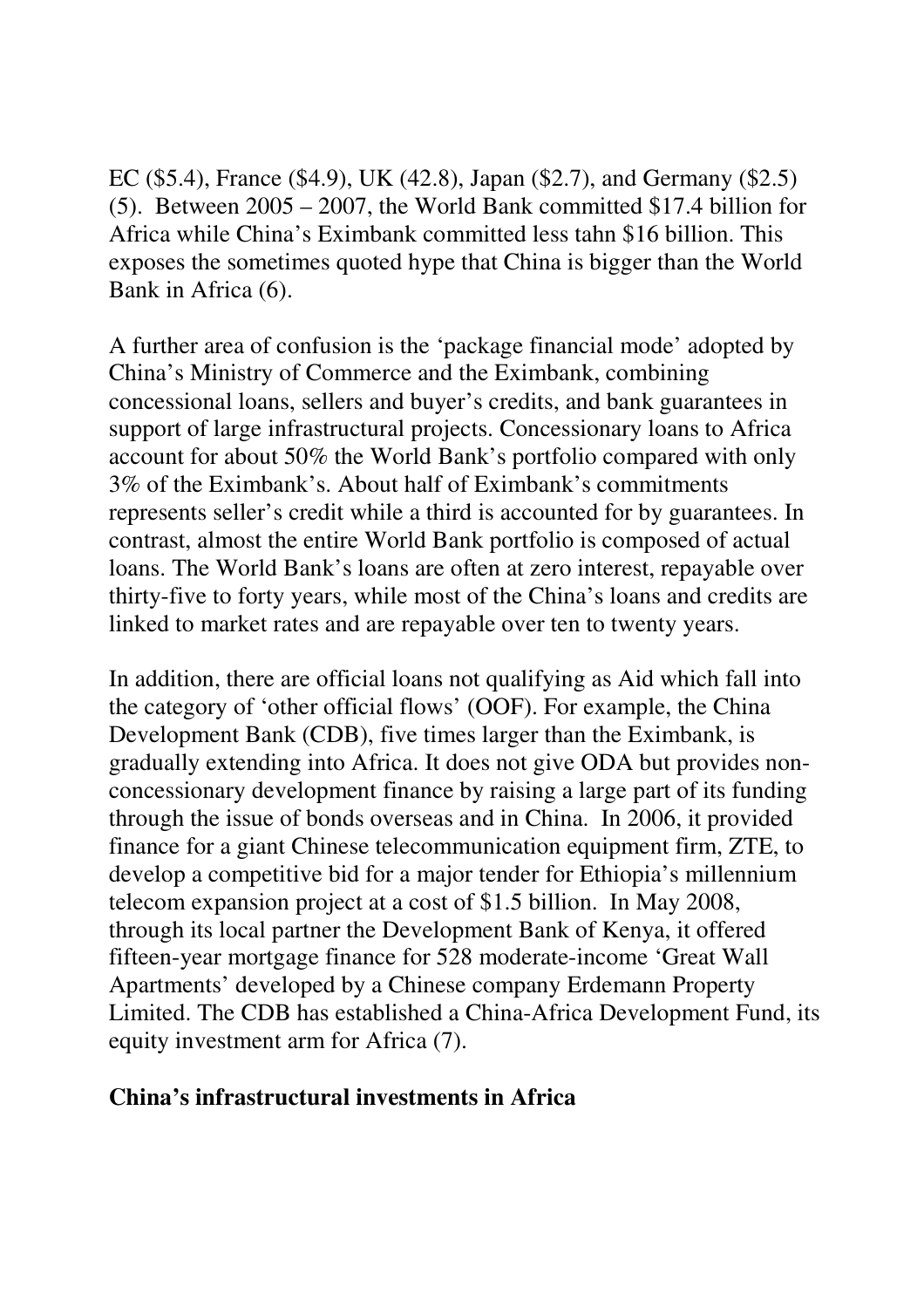EC ($5.4), France ($4.9), UK (42.8), Japan ($2.7), and Germany ($2.5) (5). Between 2005 – 2007, the World Bank committed $17.4 billion for Africa while China's Eximbank committed less tahn $16 billion. This exposes the sometimes quoted hype that China is bigger than the World Bank in Africa (6).

A further area of confusion is the 'package financial mode' adopted by China's Ministry of Commerce and the Eximbank, combining concessional loans, sellers and buyer's credits, and bank guarantees in support of large infrastructural projects. Concessionary loans to Africa account for about 50% the World Bank's portfolio compared with only 3% of the Eximbank's. About half of Eximbank's commitments represents seller's credit while a third is accounted for by guarantees. In contrast, almost the entire World Bank portfolio is composed of actual loans. The World Bank's loans are often at zero interest, repayable over thirty-five to forty years, while most of the China's loans and credits are linked to market rates and are repayable over ten to twenty years.

In addition, there are official loans not qualifying as Aid which fall into the category of 'other official flows' (OOF). For example, the China Development Bank (CDB), five times larger than the Eximbank, is gradually extending into Africa. It does not give ODA but provides non-concessionary development finance by raising a large part of its funding through the issue of bonds overseas and in China. In 2006, it provided finance for a giant Chinese telecommunication equipment firm, ZTE, to develop a competitive bid for a major tender for Ethiopia's millennium telecom expansion project at a cost of $1.5 billion. In May 2008, through its local partner the Development Bank of Kenya, it offered fifteen-year mortgage finance for 528 moderate-income 'Great Wall Apartments' developed by a Chinese company Erdemann Property Limited. The CDB has established a China-Africa Development Fund, its equity investment arm for Africa (7).

**China's infrastructural investments in Africa**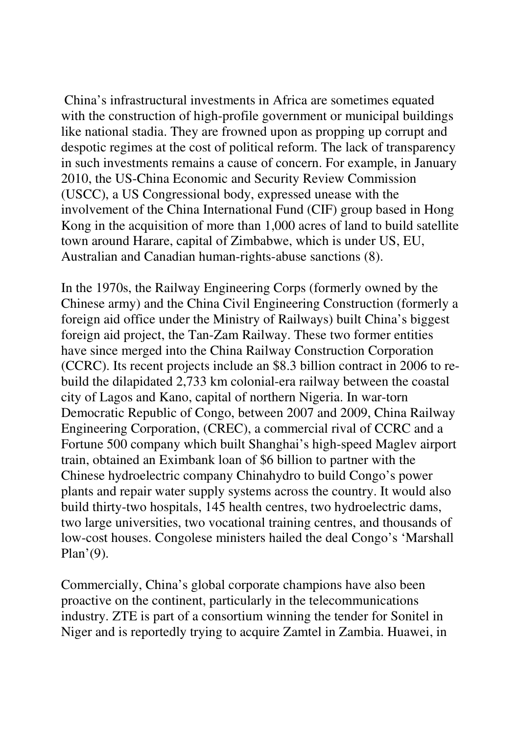China's infrastructural investments in Africa are sometimes equated with the construction of high-profile government or municipal buildings like national stadia. They are frowned upon as propping up corrupt and despotic regimes at the cost of political reform. The lack of transparency in such investments remains a cause of concern. For example, in January 2010, the US-China Economic and Security Review Commission (USCC), a US Congressional body, expressed unease with the involvement of the China International Fund (CIF) group based in Hong Kong in the acquisition of more than 1,000 acres of land to build satellite town around Harare, capital of Zimbabwe, which is under US, EU, Australian and Canadian human-rights-abuse sanctions (8).

In the 1970s, the Railway Engineering Corps (formerly owned by the Chinese army) and the China Civil Engineering Construction (formerly a foreign aid office under the Ministry of Railways) built China's biggest foreign aid project, the Tan-Zam Railway. These two former entities have since merged into the China Railway Construction Corporation (CCRC). Its recent projects include an $8.3 billion contract in 2006 to re-build the dilapidated 2,733 km colonial-era railway between the coastal city of Lagos and Kano, capital of northern Nigeria. In war-torn Democratic Republic of Congo, between 2007 and 2009, China Railway Engineering Corporation, (CREC), a commercial rival of CCRC and a Fortune 500 company which built Shanghai's high-speed Maglev airport train, obtained an Eximbank loan of $6 billion to partner with the Chinese hydroelectric company Chinahydro to build Congo's power plants and repair water supply systems across the country. It would also build thirty-two hospitals, 145 health centres, two hydroelectric dams, two large universities, two vocational training centres, and thousands of low-cost houses. Congolese ministers hailed the deal Congo's 'Marshall Plan'(9).

Commercially, China's global corporate champions have also been proactive on the continent, particularly in the telecommunications industry. ZTE is part of a consortium winning the tender for Sonitel in Niger and is reportedly trying to acquire Zamtel in Zambia. Huawei, in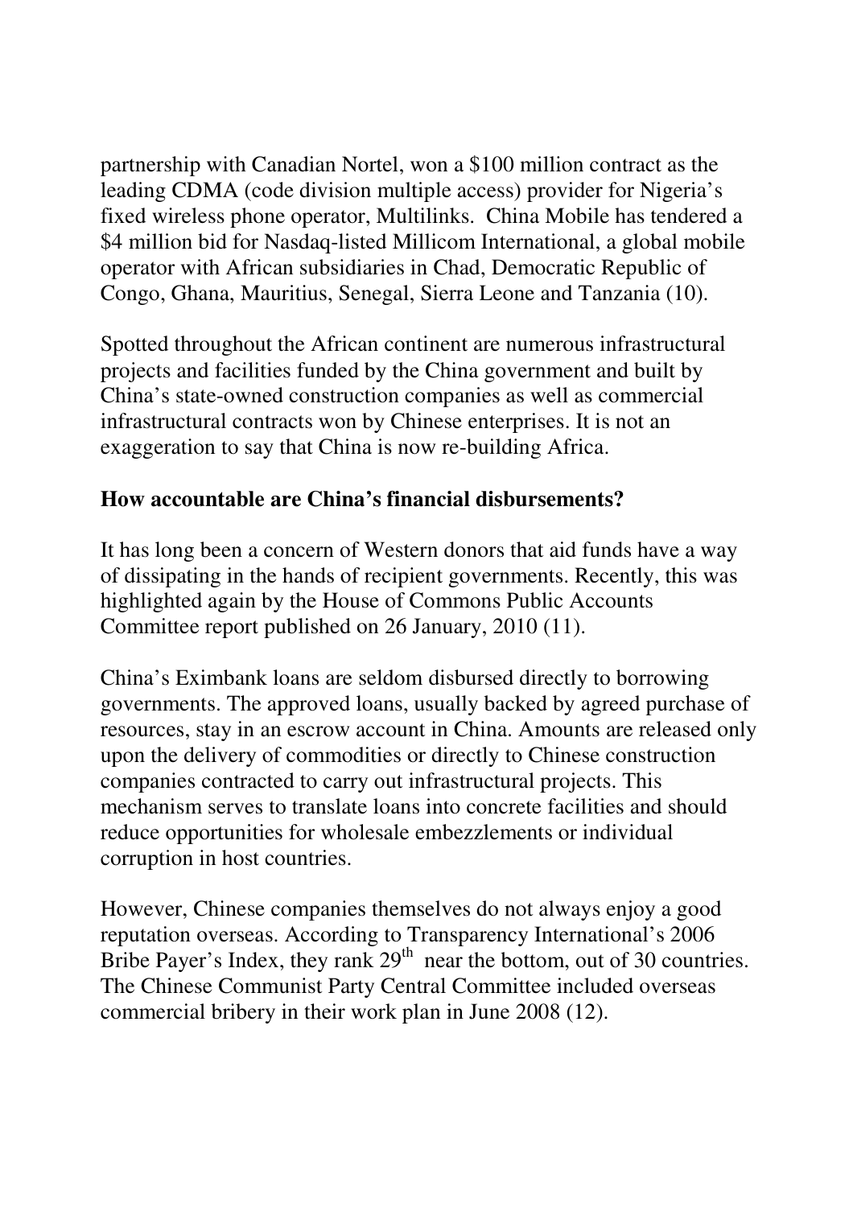partnership with Canadian Nortel, won a $100 million contract as the leading CDMA (code division multiple access) provider for Nigeria's fixed wireless phone operator, Multilinks. China Mobile has tendered a $4 million bid for Nasdaq-listed Millicom International, a global mobile operator with African subsidiaries in Chad, Democratic Republic of Congo, Ghana, Mauritius, Senegal, Sierra Leone and Tanzania (10).

Spotted throughout the African continent are numerous infrastructural projects and facilities funded by the China government and built by China's state-owned construction companies as well as commercial infrastructural contracts won by Chinese enterprises. It is not an exaggeration to say that China is now re-building Africa.

**How accountable are China's financial disbursements?**

It has long been a concern of Western donors that aid funds have a way of dissipating in the hands of recipient governments. Recently, this was highlighted again by the House of Commons Public Accounts Committee report published on 26 January, 2010 (11).

China's Eximbank loans are seldom disbursed directly to borrowing governments. The approved loans, usually backed by agreed purchase of resources, stay in an escrow account in China. Amounts are released only upon the delivery of commodities or directly to Chinese construction companies contracted to carry out infrastructural projects. This mechanism serves to translate loans into concrete facilities and should reduce opportunities for wholesale embezzlements or individual corruption in host countries.

However, Chinese companies themselves do not always enjoy a good reputation overseas. According to Transparency International's 2006 Bribe Payer's Index, they rank 29th near the bottom, out of 30 countries. The Chinese Communist Party Central Committee included overseas commercial bribery in their work plan in June 2008 (12).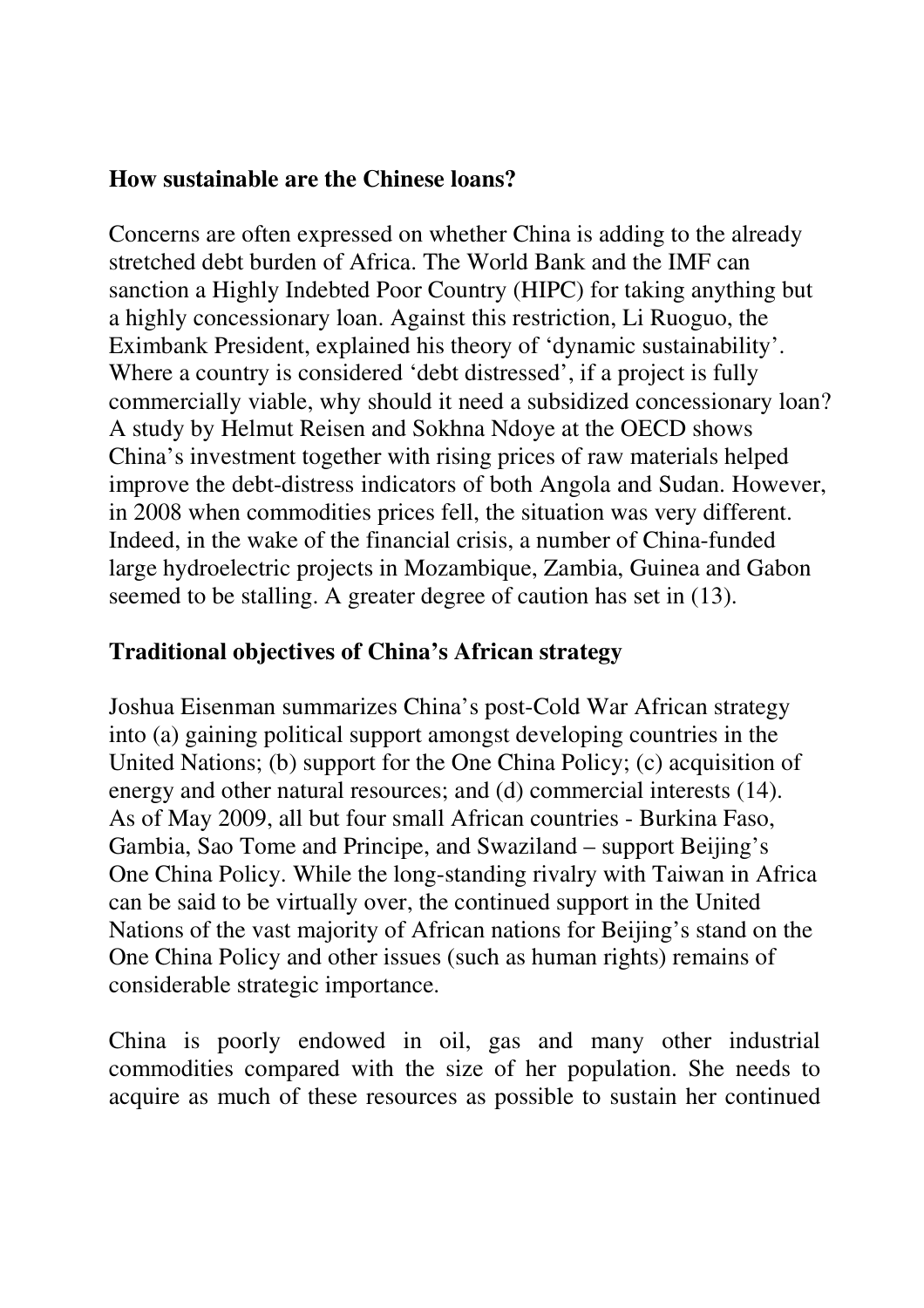## How sustainable are the Chinese loans?

Concerns are often expressed on whether China is adding to the already stretched debt burden of Africa. The World Bank and the IMF can sanction a Highly Indebted Poor Country (HIPC) for taking anything but a highly concessionary loan. Against this restriction, Li Ruoguo, the Eximbank President, explained his theory of 'dynamic sustainability'. Where a country is considered 'debt distressed', if a project is fully commercially viable, why should it need a subsidized concessionary loan? A study by Helmut Reisen and Sokhna Ndoye at the OECD shows China's investment together with rising prices of raw materials helped improve the debt-distress indicators of both Angola and Sudan. However, in 2008 when commodities prices fell, the situation was very different. Indeed, in the wake of the financial crisis, a number of China-funded large hydroelectric projects in Mozambique, Zambia, Guinea and Gabon seemed to be stalling. A greater degree of caution has set in (13).

## Traditional objectives of China's African strategy

Joshua Eisenman summarizes China's post-Cold War African strategy into (a) gaining political support amongst developing countries in the United Nations; (b) support for the One China Policy; (c) acquisition of energy and other natural resources; and (d) commercial interests (14). As of May 2009, all but four small African countries - Burkina Faso, Gambia, Sao Tome and Principe, and Swaziland – support Beijing's One China Policy. While the long-standing rivalry with Taiwan in Africa can be said to be virtually over, the continued support in the United Nations of the vast majority of African nations for Beijing's stand on the One China Policy and other issues (such as human rights) remains of considerable strategic importance.

China is poorly endowed in oil, gas and many other industrial commodities compared with the size of her population. She needs to acquire as much of these resources as possible to sustain her continued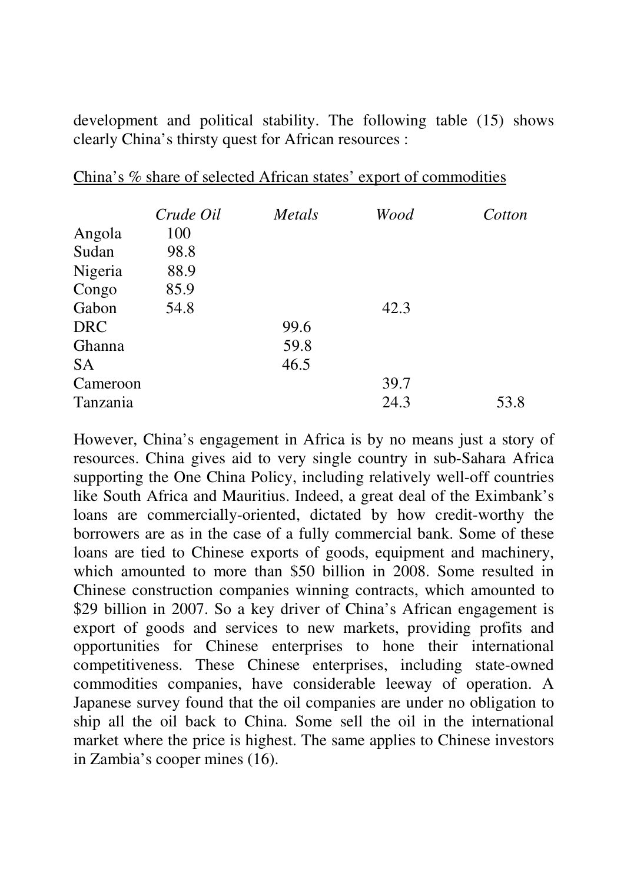development and political stability. The following table (15) shows clearly China's thirsty quest for African resources :

China's % share of selected African states' export of commodities

| | *Crude Oil* | *Metals* | *Wood* | *Cotton* |
|---|---|---|---|---|
| Angola | 100 | | | |
| Sudan | 98.8 | | | |
| Nigeria | 88.9 | | | |
| Congo | 85.9 | | | |
| Gabon | 54.8 | | 42.3 | |
| DRC | | 99.6 | | |
| Ghanna | | 59.8 | | |
| SA | | 46.5 | | |
| Cameroon | | | 39.7 | |
| Tanzania | | | 24.3 | 53.8 |

However, China's engagement in Africa is by no means just a story of resources. China gives aid to very single country in sub-Sahara Africa supporting the One China Policy, including relatively well-off countries like South Africa and Mauritius. Indeed, a great deal of the Eximbank's loans are commercially-oriented, dictated by how credit-worthy the borrowers are as in the case of a fully commercial bank. Some of these loans are tied to Chinese exports of goods, equipment and machinery, which amounted to more than $50 billion in 2008. Some resulted in Chinese construction companies winning contracts, which amounted to $29 billion in 2007. So a key driver of China's African engagement is export of goods and services to new markets, providing profits and opportunities for Chinese enterprises to hone their international competitiveness. These Chinese enterprises, including state-owned commodities companies, have considerable leeway of operation. A Japanese survey found that the oil companies are under no obligation to ship all the oil back to China. Some sell the oil in the international market where the price is highest. The same applies to Chinese investors in Zambia's cooper mines (16).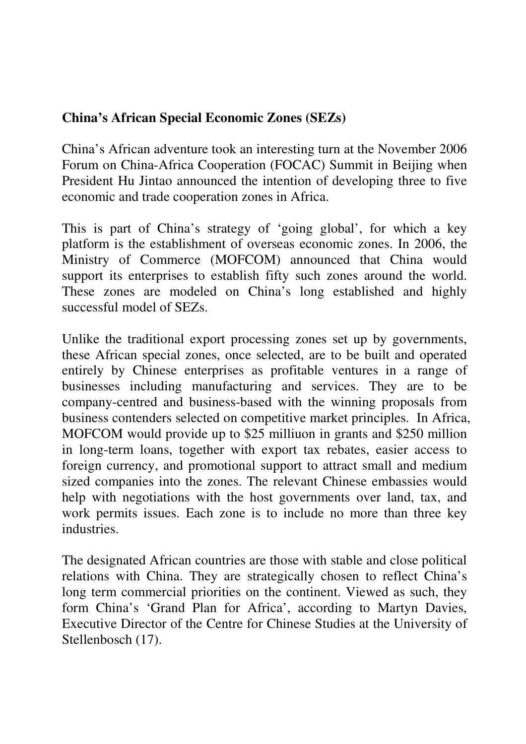**China's African Special Economic Zones (SEZs)**

China's African adventure took an interesting turn at the November 2006 Forum on China-Africa Cooperation (FOCAC) Summit in Beijing when President Hu Jintao announced the intention of developing three to five economic and trade cooperation zones in Africa.

This is part of China's strategy of 'going global', for which a key platform is the establishment of overseas economic zones. In 2006, the Ministry of Commerce (MOFCOM) announced that China would support its enterprises to establish fifty such zones around the world. These zones are modeled on China's long established and highly successful model of SEZs.

Unlike the traditional export processing zones set up by governments, these African special zones, once selected, are to be built and operated entirely by Chinese enterprises as profitable ventures in a range of businesses including manufacturing and services. They are to be company-centred and business-based with the winning proposals from business contenders selected on competitive market principles. In Africa, MOFCOM would provide up to $25 milliuon in grants and $250 million in long-term loans, together with export tax rebates, easier access to foreign currency, and promotional support to attract small and medium sized companies into the zones. The relevant Chinese embassies would help with negotiations with the host governments over land, tax, and work permits issues. Each zone is to include no more than three key industries.

The designated African countries are those with stable and close political relations with China. They are strategically chosen to reflect China's long term commercial priorities on the continent. Viewed as such, they form China's 'Grand Plan for Africa', according to Martyn Davies, Executive Director of the Centre for Chinese Studies at the University of Stellenbosch (17).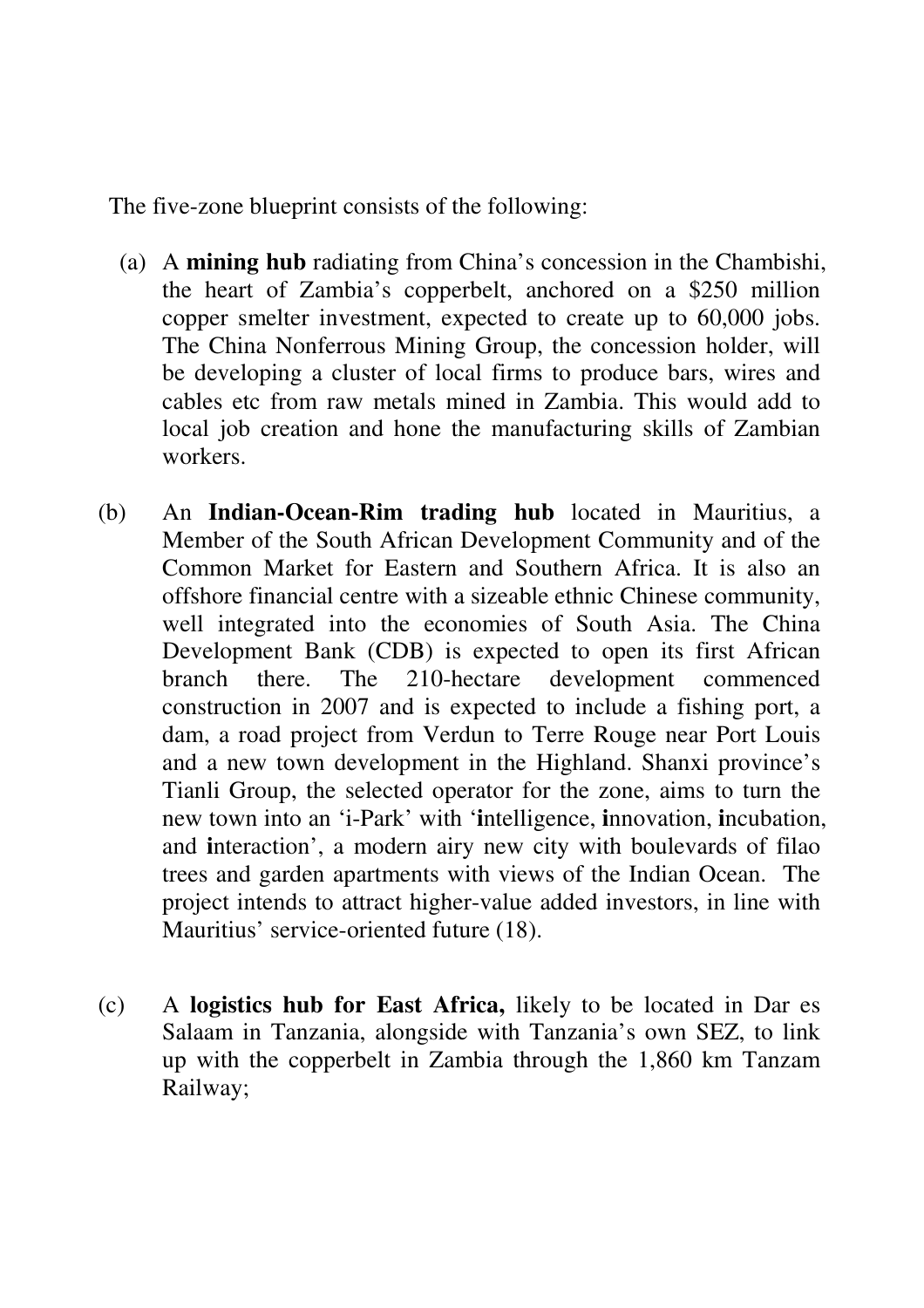The five-zone blueprint consists of the following:

(a) A **mining hub** radiating from China's concession in the Chambishi, the heart of Zambia's copperbelt, anchored on a $250 million copper smelter investment, expected to create up to 60,000 jobs. The China Nonferrous Mining Group, the concession holder, will be developing a cluster of local firms to produce bars, wires and cables etc from raw metals mined in Zambia. This would add to local job creation and hone the manufacturing skills of Zambian workers.

(b) An **Indian-Ocean-Rim trading hub** located in Mauritius, a Member of the South African Development Community and of the Common Market for Eastern and Southern Africa. It is also an offshore financial centre with a sizeable ethnic Chinese community, well integrated into the economies of South Asia. The China Development Bank (CDB) is expected to open its first African branch there. The 210-hectare development commenced construction in 2007 and is expected to include a fishing port, a dam, a road project from Verdun to Terre Rouge near Port Louis and a new town development in the Highland. Shanxi province's Tianli Group, the selected operator for the zone, aims to turn the new town into an 'i-Park' with '**i**ntelligence, **i**nnovation, **i**ncubation, and **i**nteraction', a modern airy new city with boulevards of filao trees and garden apartments with views of the Indian Ocean. The project intends to attract higher-value added investors, in line with Mauritius' service-oriented future (18).

(c) A **logistics hub for East Africa,** likely to be located in Dar es Salaam in Tanzania, alongside with Tanzania's own SEZ, to link up with the copperbelt in Zambia through the 1,860 km Tanzam Railway;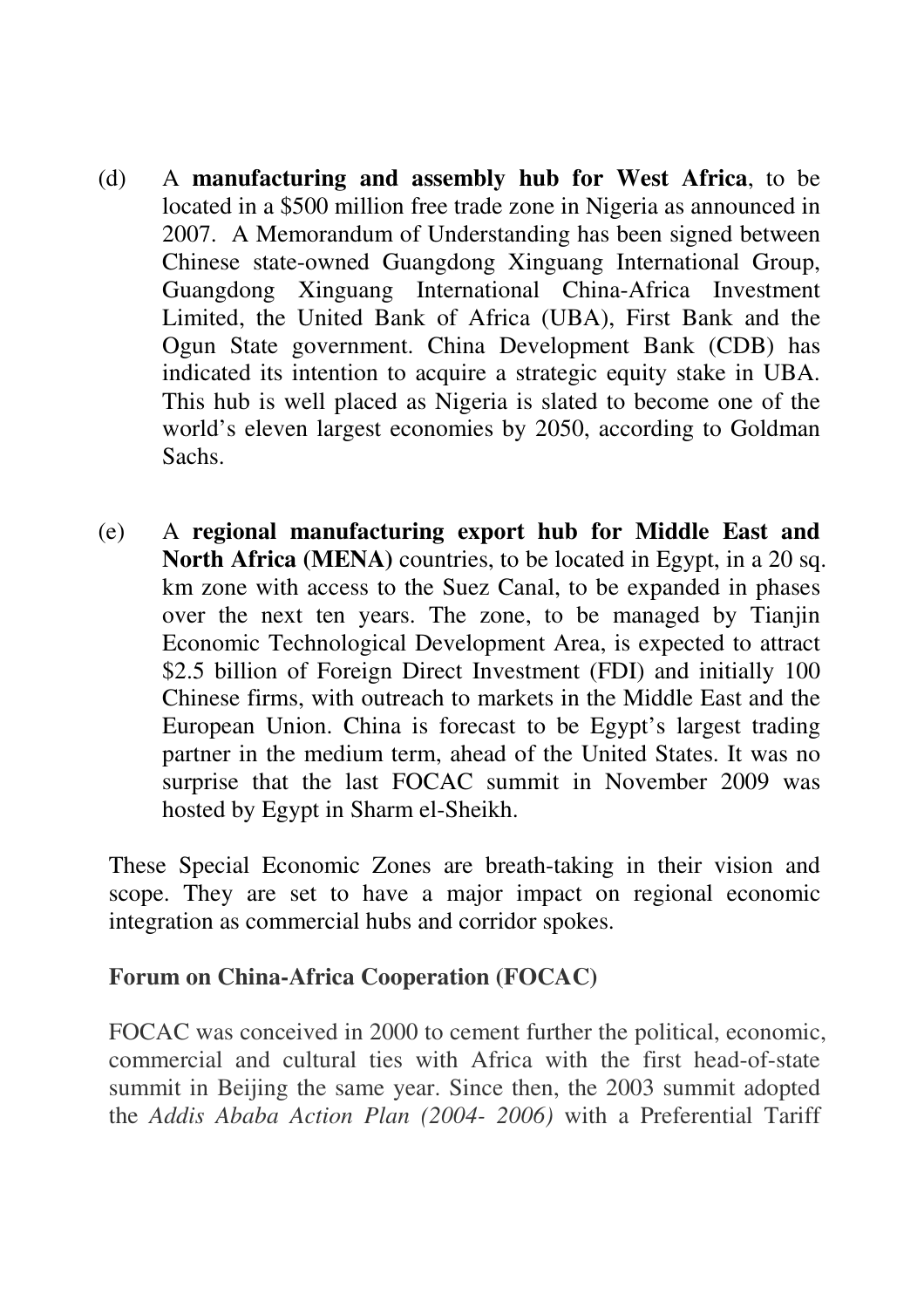(d) A **manufacturing and assembly hub for West Africa**, to be located in a $500 million free trade zone in Nigeria as announced in 2007. A Memorandum of Understanding has been signed between Chinese state-owned Guangdong Xinguang International Group, Guangdong Xinguang International China-Africa Investment Limited, the United Bank of Africa (UBA), First Bank and the Ogun State government. China Development Bank (CDB) has indicated its intention to acquire a strategic equity stake in UBA. This hub is well placed as Nigeria is slated to become one of the world's eleven largest economies by 2050, according to Goldman Sachs.

(e) A **regional manufacturing export hub for Middle East and North Africa (MENA)** countries, to be located in Egypt, in a 20 sq. km zone with access to the Suez Canal, to be expanded in phases over the next ten years. The zone, to be managed by Tianjin Economic Technological Development Area, is expected to attract $2.5 billion of Foreign Direct Investment (FDI) and initially 100 Chinese firms, with outreach to markets in the Middle East and the European Union. China is forecast to be Egypt's largest trading partner in the medium term, ahead of the United States. It was no surprise that the last FOCAC summit in November 2009 was hosted by Egypt in Sharm el-Sheikh.

These Special Economic Zones are breath-taking in their vision and scope. They are set to have a major impact on regional economic integration as commercial hubs and corridor spokes.

**Forum on China-Africa Cooperation (FOCAC)**

FOCAC was conceived in 2000 to cement further the political, economic, commercial and cultural ties with Africa with the first head-of-state summit in Beijing the same year. Since then, the 2003 summit adopted the *Addis Ababa Action Plan (2004- 2006)* with a Preferential Tariff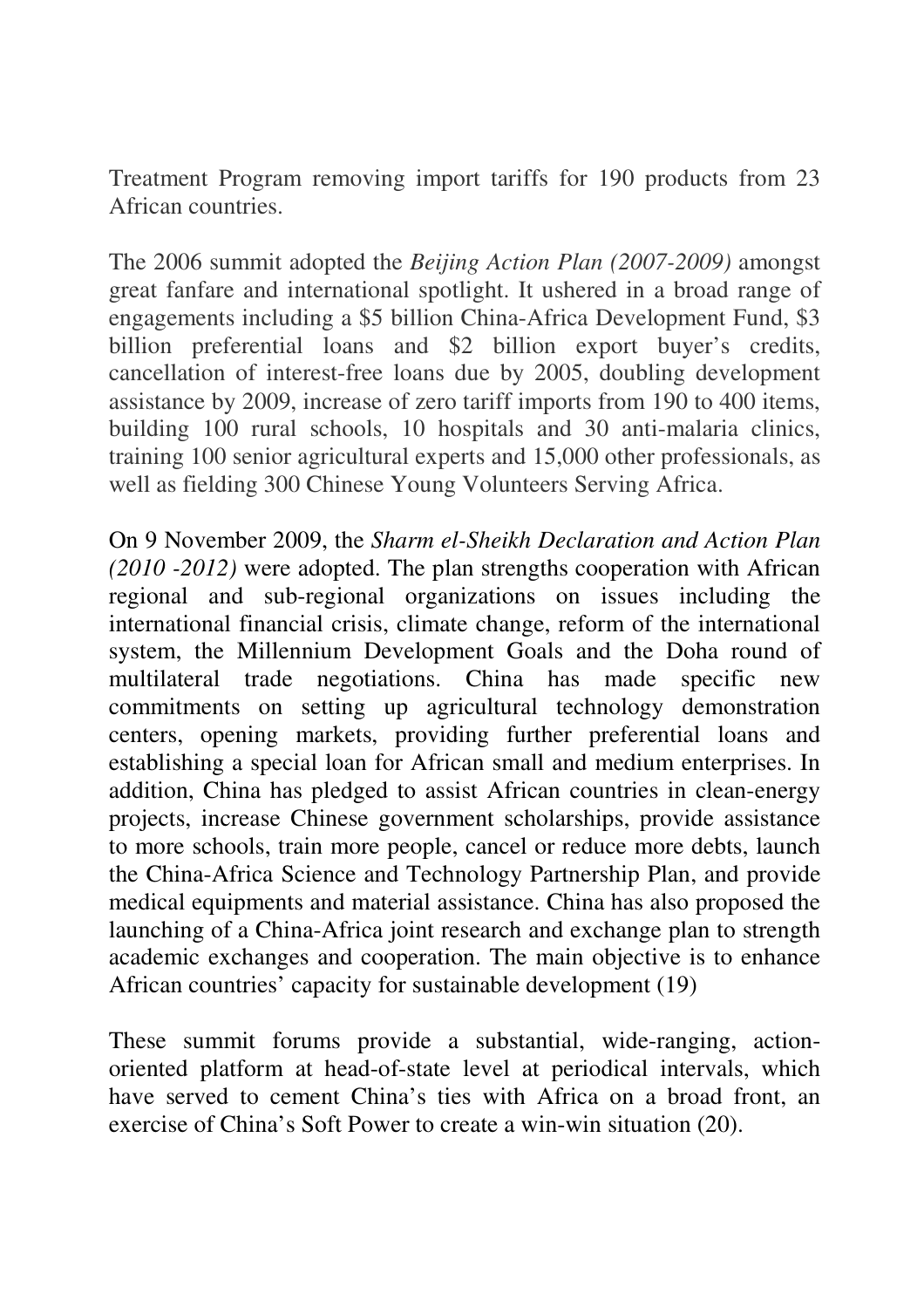Treatment Program removing import tariffs for 190 products from 23 African countries.

The 2006 summit adopted the *Beijing Action Plan (2007-2009)* amongst great fanfare and international spotlight. It ushered in a broad range of engagements including a $5 billion China-Africa Development Fund, $3 billion preferential loans and $2 billion export buyer's credits, cancellation of interest-free loans due by 2005, doubling development assistance by 2009, increase of zero tariff imports from 190 to 400 items, building 100 rural schools, 10 hospitals and 30 anti-malaria clinics, training 100 senior agricultural experts and 15,000 other professionals, as well as fielding 300 Chinese Young Volunteers Serving Africa.

On 9 November 2009, the *Sharm el-Sheikh Declaration and Action Plan (2010 -2012)* were adopted. The plan strengths cooperation with African regional and sub-regional organizations on issues including the international financial crisis, climate change, reform of the international system, the Millennium Development Goals and the Doha round of multilateral trade negotiations. China has made specific new commitments on setting up agricultural technology demonstration centers, opening markets, providing further preferential loans and establishing a special loan for African small and medium enterprises. In addition, China has pledged to assist African countries in clean-energy projects, increase Chinese government scholarships, provide assistance to more schools, train more people, cancel or reduce more debts, launch the China-Africa Science and Technology Partnership Plan, and provide medical equipments and material assistance. China has also proposed the launching of a China-Africa joint research and exchange plan to strength academic exchanges and cooperation. The main objective is to enhance African countries' capacity for sustainable development (19)

These summit forums provide a substantial, wide-ranging, action-oriented platform at head-of-state level at periodical intervals, which have served to cement China's ties with Africa on a broad front, an exercise of China's Soft Power to create a win-win situation (20).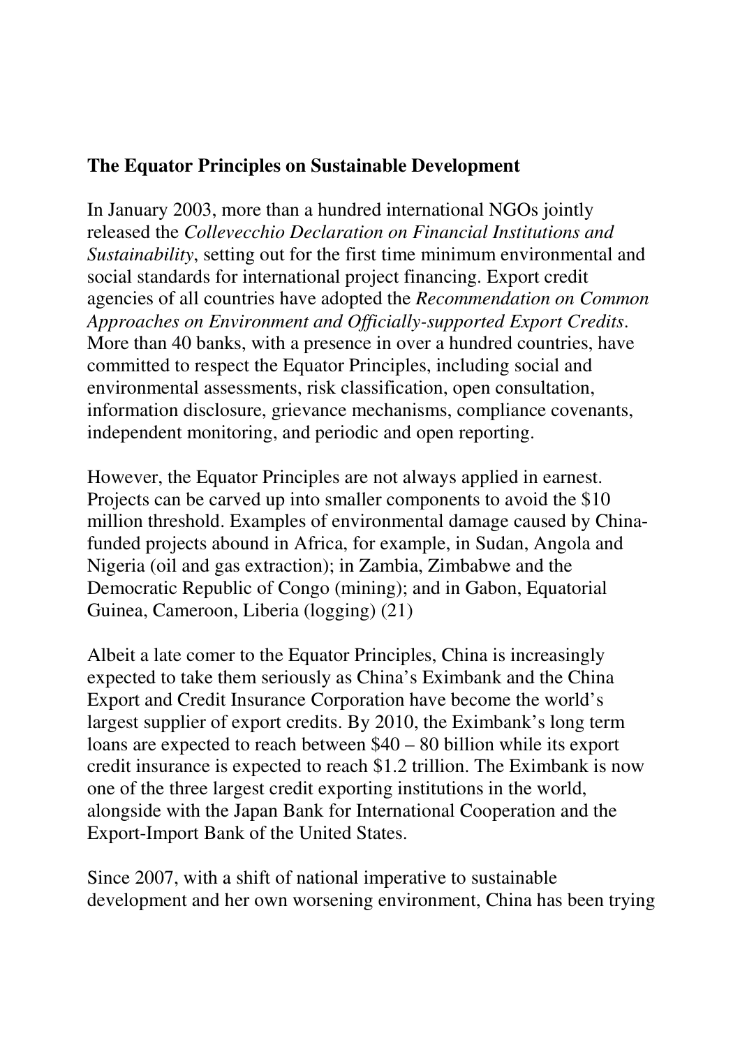**The Equator Principles on Sustainable Development**

In January 2003, more than a hundred international NGOs jointly released the *Collevecchio Declaration on Financial Institutions and Sustainability*, setting out for the first time minimum environmental and social standards for international project financing. Export credit agencies of all countries have adopted the *Recommendation on Common Approaches on Environment and Officially-supported Export Credits*. More than 40 banks, with a presence in over a hundred countries, have committed to respect the Equator Principles, including social and environmental assessments, risk classification, open consultation, information disclosure, grievance mechanisms, compliance covenants, independent monitoring, and periodic and open reporting.

However, the Equator Principles are not always applied in earnest. Projects can be carved up into smaller components to avoid the $10 million threshold. Examples of environmental damage caused by China-funded projects abound in Africa, for example, in Sudan, Angola and Nigeria (oil and gas extraction); in Zambia, Zimbabwe and the Democratic Republic of Congo (mining); and in Gabon, Equatorial Guinea, Cameroon, Liberia (logging) (21)

Albeit a late comer to the Equator Principles, China is increasingly expected to take them seriously as China's Eximbank and the China Export and Credit Insurance Corporation have become the world's largest supplier of export credits. By 2010, the Eximbank's long term loans are expected to reach between $40 – 80 billion while its export credit insurance is expected to reach $1.2 trillion. The Eximbank is now one of the three largest credit exporting institutions in the world, alongside with the Japan Bank for International Cooperation and the Export-Import Bank of the United States.

Since 2007, with a shift of national imperative to sustainable development and her own worsening environment, China has been trying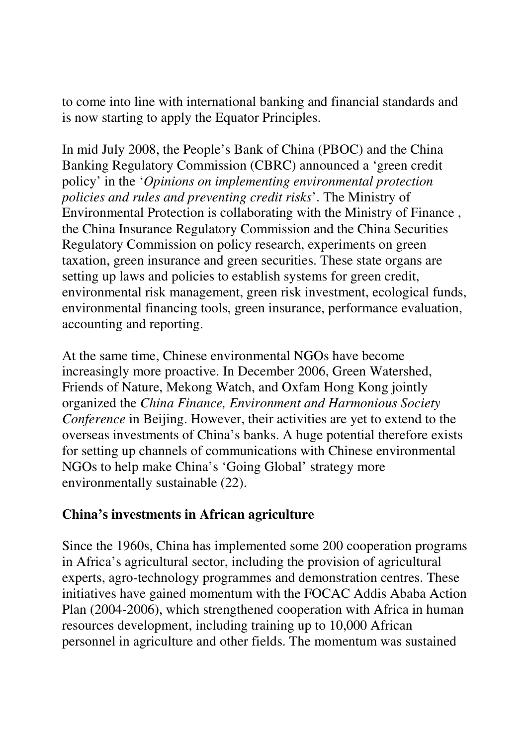to come into line with international banking and financial standards and is now starting to apply the Equator Principles.

In mid July 2008, the People's Bank of China (PBOC) and the China Banking Regulatory Commission (CBRC) announced a 'green credit policy' in the '*Opinions on implementing environmental protection policies and rules and preventing credit risks*'. The Ministry of Environmental Protection is collaborating with the Ministry of Finance , the China Insurance Regulatory Commission and the China Securities Regulatory Commission on policy research, experiments on green taxation, green insurance and green securities. These state organs are setting up laws and policies to establish systems for green credit, environmental risk management, green risk investment, ecological funds, environmental financing tools, green insurance, performance evaluation, accounting and reporting.

At the same time, Chinese environmental NGOs have become increasingly more proactive. In December 2006, Green Watershed, Friends of Nature, Mekong Watch, and Oxfam Hong Kong jointly organized the *China Finance, Environment and Harmonious Society Conference* in Beijing. However, their activities are yet to extend to the overseas investments of China's banks. A huge potential therefore exists for setting up channels of communications with Chinese environmental NGOs to help make China's 'Going Global' strategy more environmentally sustainable (22).

**China's investments in African agriculture**

Since the 1960s, China has implemented some 200 cooperation programs in Africa's agricultural sector, including the provision of agricultural experts, agro-technology programmes and demonstration centres. These initiatives have gained momentum with the FOCAC Addis Ababa Action Plan (2004-2006), which strengthened cooperation with Africa in human resources development, including training up to 10,000 African personnel in agriculture and other fields. The momentum was sustained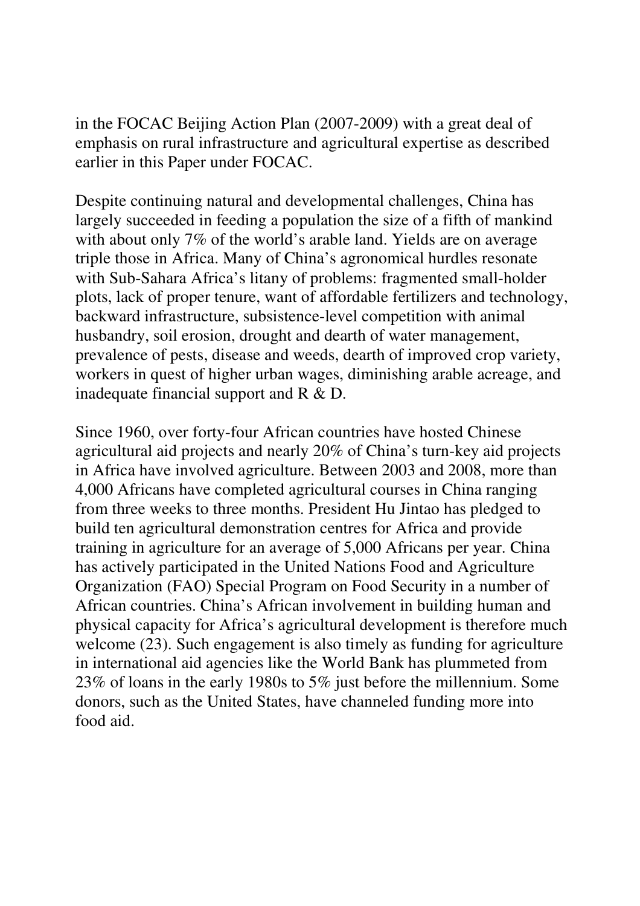in the FOCAC Beijing Action Plan (2007-2009) with a great deal of emphasis on rural infrastructure and agricultural expertise as described earlier in this Paper under FOCAC.

Despite continuing natural and developmental challenges, China has largely succeeded in feeding a population the size of a fifth of mankind with about only 7% of the world's arable land. Yields are on average triple those in Africa. Many of China's agronomical hurdles resonate with Sub-Sahara Africa's litany of problems: fragmented small-holder plots, lack of proper tenure, want of affordable fertilizers and technology, backward infrastructure, subsistence-level competition with animal husbandry, soil erosion, drought and dearth of water management, prevalence of pests, disease and weeds, dearth of improved crop variety, workers in quest of higher urban wages, diminishing arable acreage, and inadequate financial support and R & D.

Since 1960, over forty-four African countries have hosted Chinese agricultural aid projects and nearly 20% of China's turn-key aid projects in Africa have involved agriculture. Between 2003 and 2008, more than 4,000 Africans have completed agricultural courses in China ranging from three weeks to three months. President Hu Jintao has pledged to build ten agricultural demonstration centres for Africa and provide training in agriculture for an average of 5,000 Africans per year. China has actively participated in the United Nations Food and Agriculture Organization (FAO) Special Program on Food Security in a number of African countries. China's African involvement in building human and physical capacity for Africa's agricultural development is therefore much welcome (23). Such engagement is also timely as funding for agriculture in international aid agencies like the World Bank has plummeted from 23% of loans in the early 1980s to 5% just before the millennium. Some donors, such as the United States, have channeled funding more into food aid.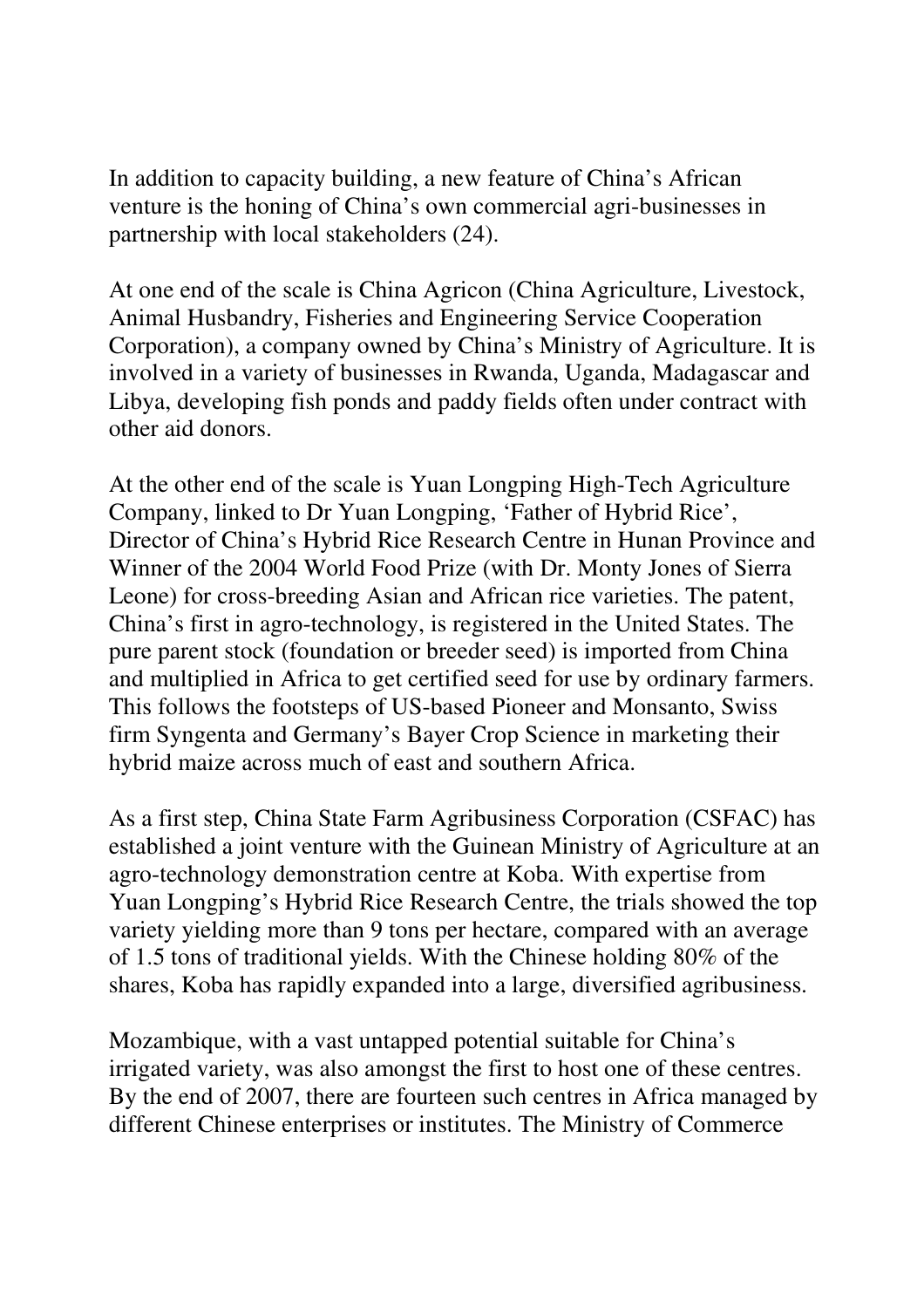In addition to capacity building, a new feature of China's African venture is the honing of China's own commercial agri-businesses in partnership with local stakeholders (24).

At one end of the scale is China Agricon (China Agriculture, Livestock, Animal Husbandry, Fisheries and Engineering Service Cooperation Corporation), a company owned by China's Ministry of Agriculture. It is involved in a variety of businesses in Rwanda, Uganda, Madagascar and Libya, developing fish ponds and paddy fields often under contract with other aid donors.

At the other end of the scale is Yuan Longping High-Tech Agriculture Company, linked to Dr Yuan Longping, 'Father of Hybrid Rice', Director of China's Hybrid Rice Research Centre in Hunan Province and Winner of the 2004 World Food Prize (with Dr. Monty Jones of Sierra Leone) for cross-breeding Asian and African rice varieties. The patent, China's first in agro-technology, is registered in the United States. The pure parent stock (foundation or breeder seed) is imported from China and multiplied in Africa to get certified seed for use by ordinary farmers. This follows the footsteps of US-based Pioneer and Monsanto, Swiss firm Syngenta and Germany's Bayer Crop Science in marketing their hybrid maize across much of east and southern Africa.

As a first step, China State Farm Agribusiness Corporation (CSFAC) has established a joint venture with the Guinean Ministry of Agriculture at an agro-technology demonstration centre at Koba. With expertise from Yuan Longping's Hybrid Rice Research Centre, the trials showed the top variety yielding more than 9 tons per hectare, compared with an average of 1.5 tons of traditional yields. With the Chinese holding 80% of the shares, Koba has rapidly expanded into a large, diversified agribusiness.

Mozambique, with a vast untapped potential suitable for China's irrigated variety, was also amongst the first to host one of these centres. By the end of 2007, there are fourteen such centres in Africa managed by different Chinese enterprises or institutes. The Ministry of Commerce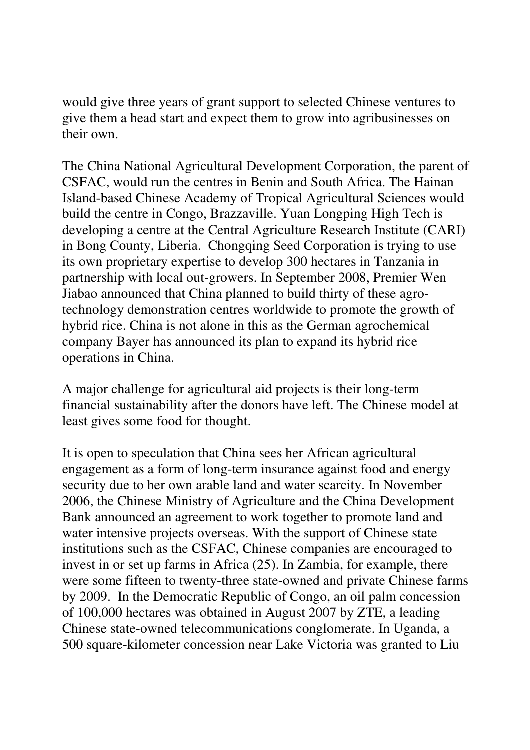would give three years of grant support to selected Chinese ventures to give them a head start and expect them to grow into agribusinesses on their own.

The China National Agricultural Development Corporation, the parent of CSFAC, would run the centres in Benin and South Africa. The Hainan Island-based Chinese Academy of Tropical Agricultural Sciences would build the centre in Congo, Brazzaville. Yuan Longping High Tech is developing a centre at the Central Agriculture Research Institute (CARI) in Bong County, Liberia. Chongqing Seed Corporation is trying to use its own proprietary expertise to develop 300 hectares in Tanzania in partnership with local out-growers. In September 2008, Premier Wen Jiabao announced that China planned to build thirty of these agro-technology demonstration centres worldwide to promote the growth of hybrid rice. China is not alone in this as the German agrochemical company Bayer has announced its plan to expand its hybrid rice operations in China.

A major challenge for agricultural aid projects is their long-term financial sustainability after the donors have left. The Chinese model at least gives some food for thought.

It is open to speculation that China sees her African agricultural engagement as a form of long-term insurance against food and energy security due to her own arable land and water scarcity. In November 2006, the Chinese Ministry of Agriculture and the China Development Bank announced an agreement to work together to promote land and water intensive projects overseas. With the support of Chinese state institutions such as the CSFAC, Chinese companies are encouraged to invest in or set up farms in Africa (25). In Zambia, for example, there were some fifteen to twenty-three state-owned and private Chinese farms by 2009. In the Democratic Republic of Congo, an oil palm concession of 100,000 hectares was obtained in August 2007 by ZTE, a leading Chinese state-owned telecommunications conglomerate. In Uganda, a 500 square-kilometer concession near Lake Victoria was granted to Liu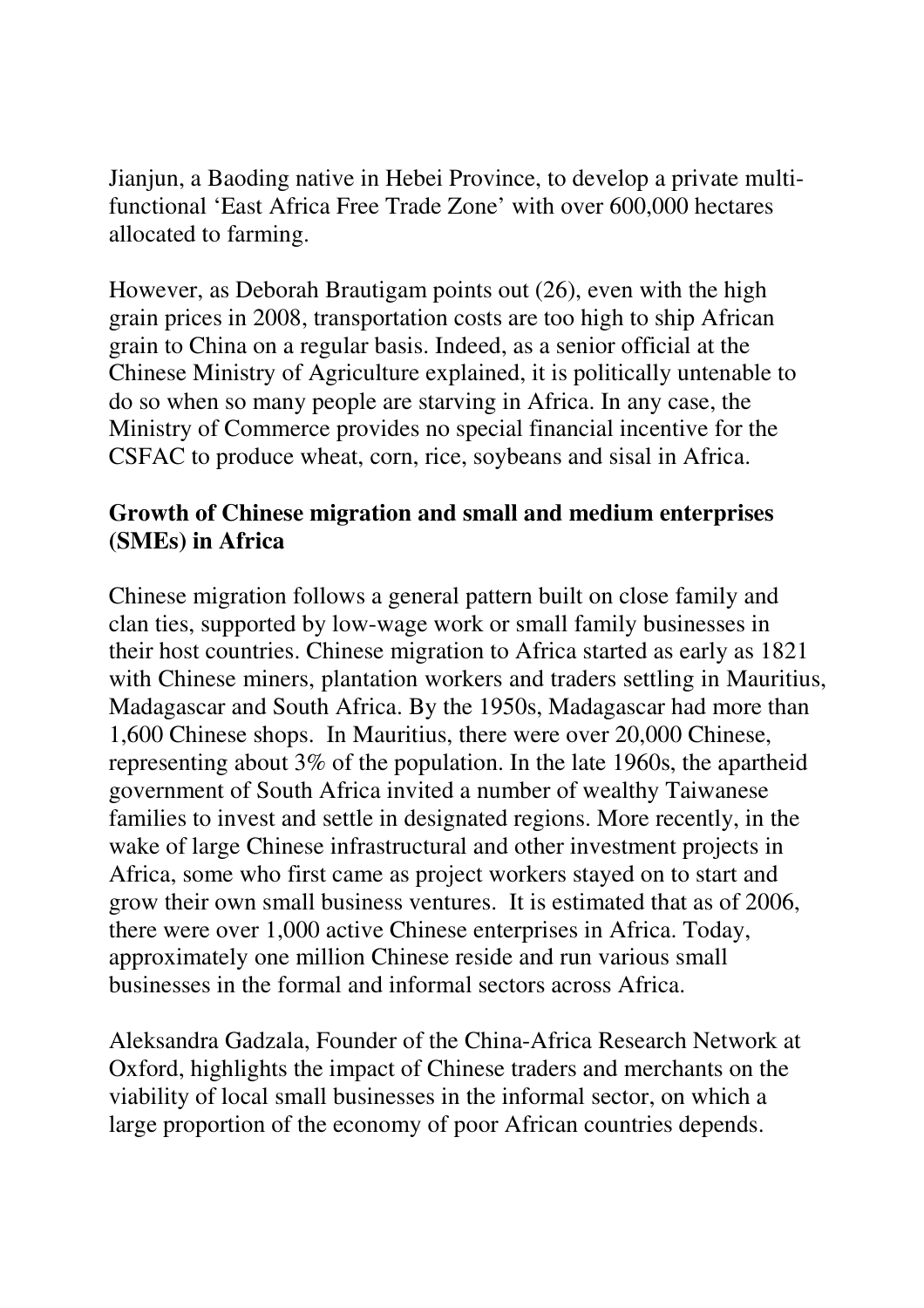Jianjun, a Baoding native in Hebei Province, to develop a private multi-functional 'East Africa Free Trade Zone' with over 600,000 hectares allocated to farming.

However, as Deborah Brautigam points out (26), even with the high grain prices in 2008, transportation costs are too high to ship African grain to China on a regular basis. Indeed, as a senior official at the Chinese Ministry of Agriculture explained, it is politically untenable to do so when so many people are starving in Africa. In any case, the Ministry of Commerce provides no special financial incentive for the CSFAC to produce wheat, corn, rice, soybeans and sisal in Africa.

**Growth of Chinese migration and small and medium enterprises (SMEs) in Africa**

Chinese migration follows a general pattern built on close family and clan ties, supported by low-wage work or small family businesses in their host countries. Chinese migration to Africa started as early as 1821 with Chinese miners, plantation workers and traders settling in Mauritius, Madagascar and South Africa. By the 1950s, Madagascar had more than 1,600 Chinese shops. In Mauritius, there were over 20,000 Chinese, representing about 3% of the population. In the late 1960s, the apartheid government of South Africa invited a number of wealthy Taiwanese families to invest and settle in designated regions. More recently, in the wake of large Chinese infrastructural and other investment projects in Africa, some who first came as project workers stayed on to start and grow their own small business ventures. It is estimated that as of 2006, there were over 1,000 active Chinese enterprises in Africa. Today, approximately one million Chinese reside and run various small businesses in the formal and informal sectors across Africa.

Aleksandra Gadzala, Founder of the China-Africa Research Network at Oxford, highlights the impact of Chinese traders and merchants on the viability of local small businesses in the informal sector, on which a large proportion of the economy of poor African countries depends.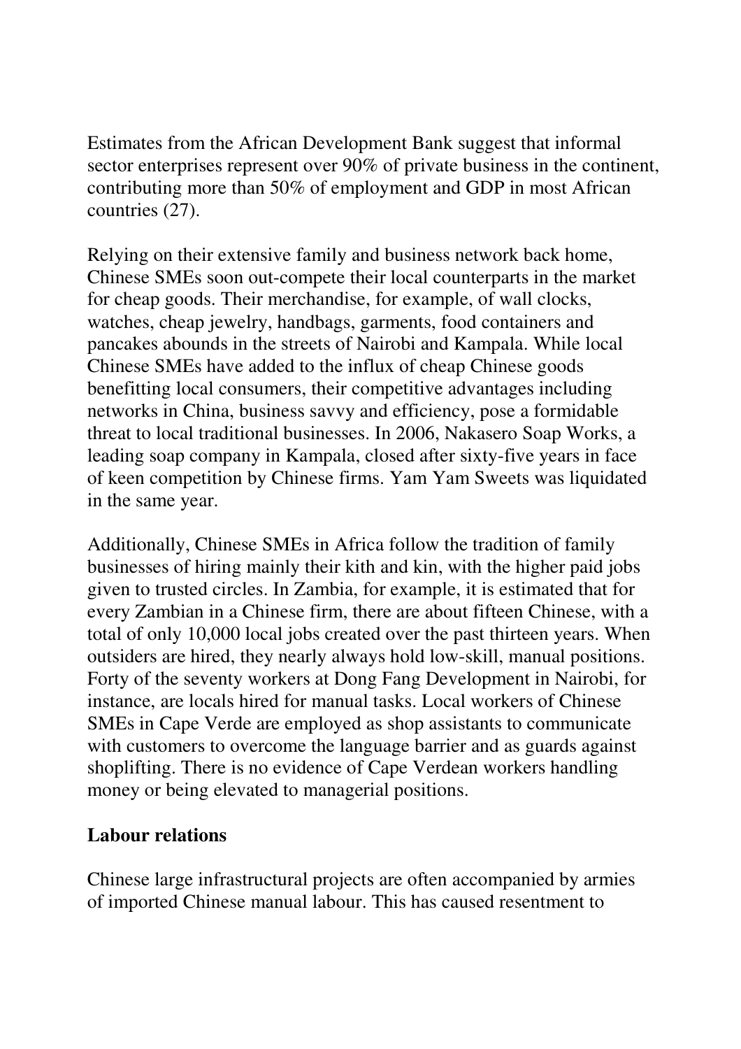Estimates from the African Development Bank suggest that informal sector enterprises represent over 90% of private business in the continent, contributing more than 50% of employment and GDP in most African countries (27).

Relying on their extensive family and business network back home, Chinese SMEs soon out-compete their local counterparts in the market for cheap goods. Their merchandise, for example, of wall clocks, watches, cheap jewelry, handbags, garments, food containers and pancakes abounds in the streets of Nairobi and Kampala. While local Chinese SMEs have added to the influx of cheap Chinese goods benefitting local consumers, their competitive advantages including networks in China, business savvy and efficiency, pose a formidable threat to local traditional businesses. In 2006, Nakasero Soap Works, a leading soap company in Kampala, closed after sixty-five years in face of keen competition by Chinese firms. Yam Yam Sweets was liquidated in the same year.

Additionally, Chinese SMEs in Africa follow the tradition of family businesses of hiring mainly their kith and kin, with the higher paid jobs given to trusted circles. In Zambia, for example, it is estimated that for every Zambian in a Chinese firm, there are about fifteen Chinese, with a total of only 10,000 local jobs created over the past thirteen years. When outsiders are hired, they nearly always hold low-skill, manual positions. Forty of the seventy workers at Dong Fang Development in Nairobi, for instance, are locals hired for manual tasks. Local workers of Chinese SMEs in Cape Verde are employed as shop assistants to communicate with customers to overcome the language barrier and as guards against shoplifting. There is no evidence of Cape Verdean workers handling money or being elevated to managerial positions.

**Labour relations**

Chinese large infrastructural projects are often accompanied by armies of imported Chinese manual labour. This has caused resentment to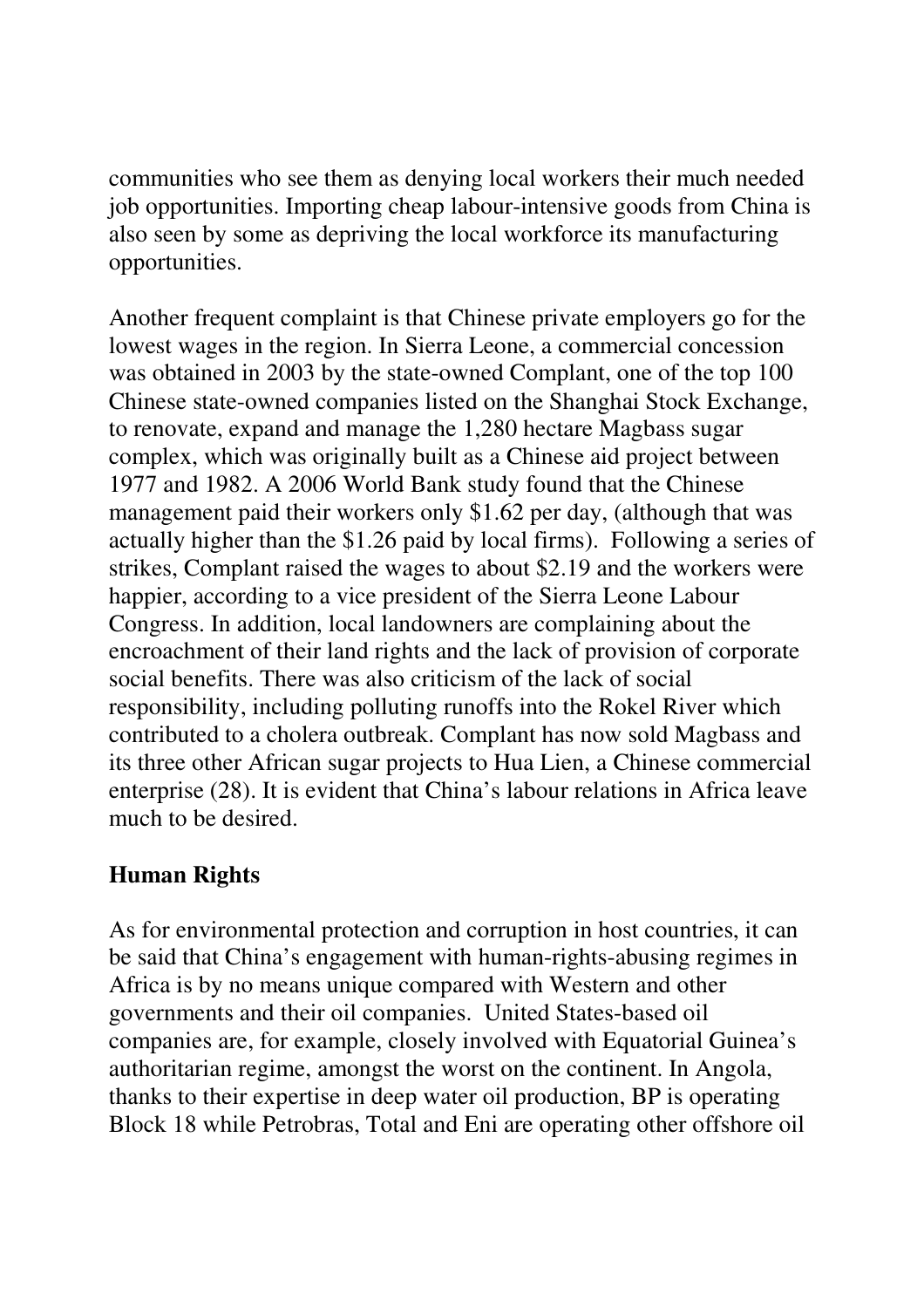communities who see them as denying local workers their much needed job opportunities. Importing cheap labour-intensive goods from China is also seen by some as depriving the local workforce its manufacturing opportunities.

Another frequent complaint is that Chinese private employers go for the lowest wages in the region. In Sierra Leone, a commercial concession was obtained in 2003 by the state-owned Complant, one of the top 100 Chinese state-owned companies listed on the Shanghai Stock Exchange, to renovate, expand and manage the 1,280 hectare Magbass sugar complex, which was originally built as a Chinese aid project between 1977 and 1982. A 2006 World Bank study found that the Chinese management paid their workers only $1.62 per day, (although that was actually higher than the $1.26 paid by local firms). Following a series of strikes, Complant raised the wages to about $2.19 and the workers were happier, according to a vice president of the Sierra Leone Labour Congress. In addition, local landowners are complaining about the encroachment of their land rights and the lack of provision of corporate social benefits. There was also criticism of the lack of social responsibility, including polluting runoffs into the Rokel River which contributed to a cholera outbreak. Complant has now sold Magbass and its three other African sugar projects to Hua Lien, a Chinese commercial enterprise (28). It is evident that China's labour relations in Africa leave much to be desired.

## Human Rights

As for environmental protection and corruption in host countries, it can be said that China's engagement with human-rights-abusing regimes in Africa is by no means unique compared with Western and other governments and their oil companies. United States-based oil companies are, for example, closely involved with Equatorial Guinea's authoritarian regime, amongst the worst on the continent. In Angola, thanks to their expertise in deep water oil production, BP is operating Block 18 while Petrobras, Total and Eni are operating other offshore oil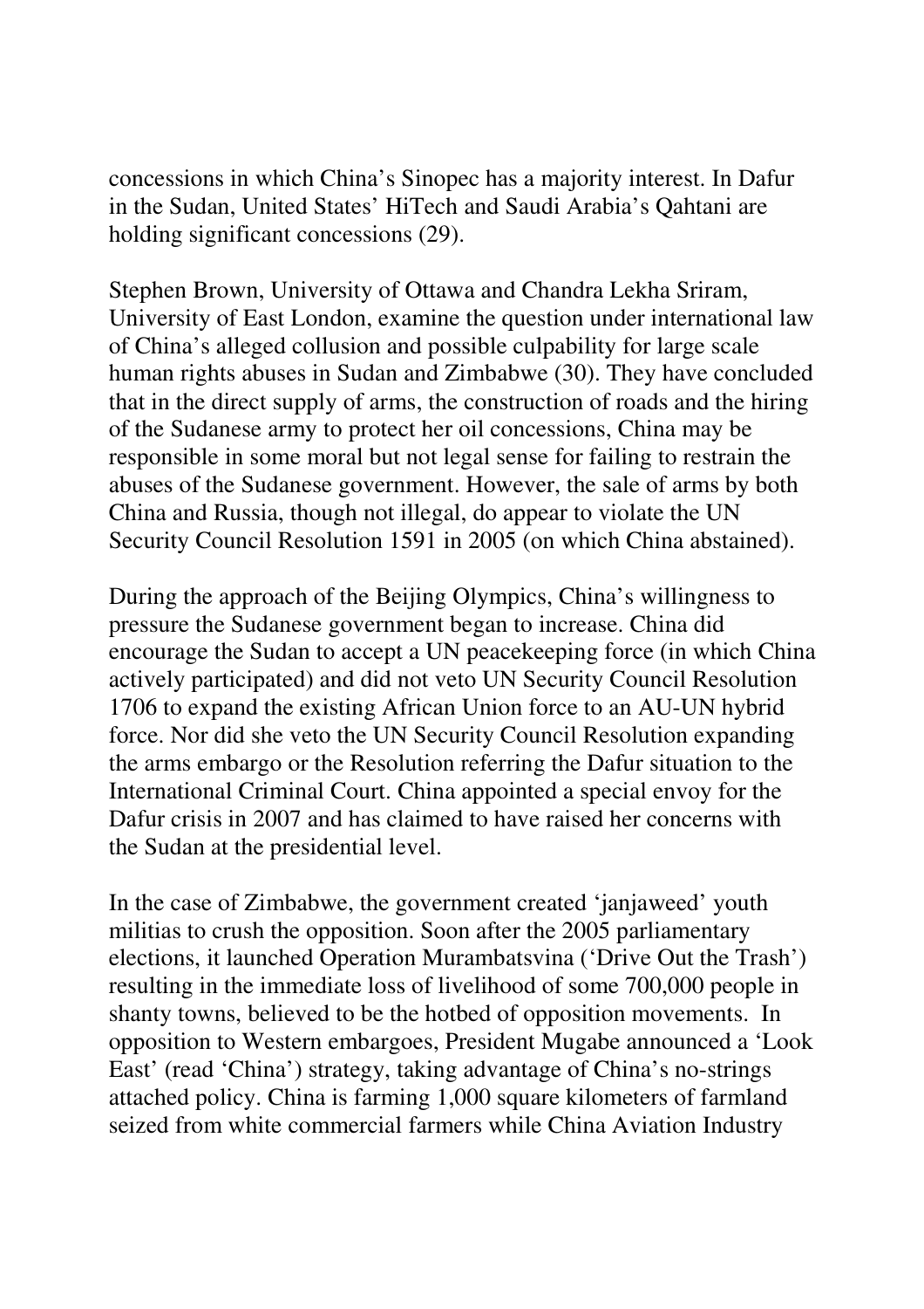concessions in which China's Sinopec has a majority interest. In Dafur in the Sudan, United States' HiTech and Saudi Arabia's Qahtani are holding significant concessions (29).

Stephen Brown, University of Ottawa and Chandra Lekha Sriram, University of East London, examine the question under international law of China's alleged collusion and possible culpability for large scale human rights abuses in Sudan and Zimbabwe (30). They have concluded that in the direct supply of arms, the construction of roads and the hiring of the Sudanese army to protect her oil concessions, China may be responsible in some moral but not legal sense for failing to restrain the abuses of the Sudanese government. However, the sale of arms by both China and Russia, though not illegal, do appear to violate the UN Security Council Resolution 1591 in 2005 (on which China abstained).

During the approach of the Beijing Olympics, China's willingness to pressure the Sudanese government began to increase. China did encourage the Sudan to accept a UN peacekeeping force (in which China actively participated) and did not veto UN Security Council Resolution 1706 to expand the existing African Union force to an AU-UN hybrid force. Nor did she veto the UN Security Council Resolution expanding the arms embargo or the Resolution referring the Dafur situation to the International Criminal Court. China appointed a special envoy for the Dafur crisis in 2007 and has claimed to have raised her concerns with the Sudan at the presidential level.

In the case of Zimbabwe, the government created 'janjaweed' youth militias to crush the opposition. Soon after the 2005 parliamentary elections, it launched Operation Murambatsvina ('Drive Out the Trash') resulting in the immediate loss of livelihood of some 700,000 people in shanty towns, believed to be the hotbed of opposition movements. In opposition to Western embargoes, President Mugabe announced a 'Look East' (read 'China') strategy, taking advantage of China's no-strings attached policy. China is farming 1,000 square kilometers of farmland seized from white commercial farmers while China Aviation Industry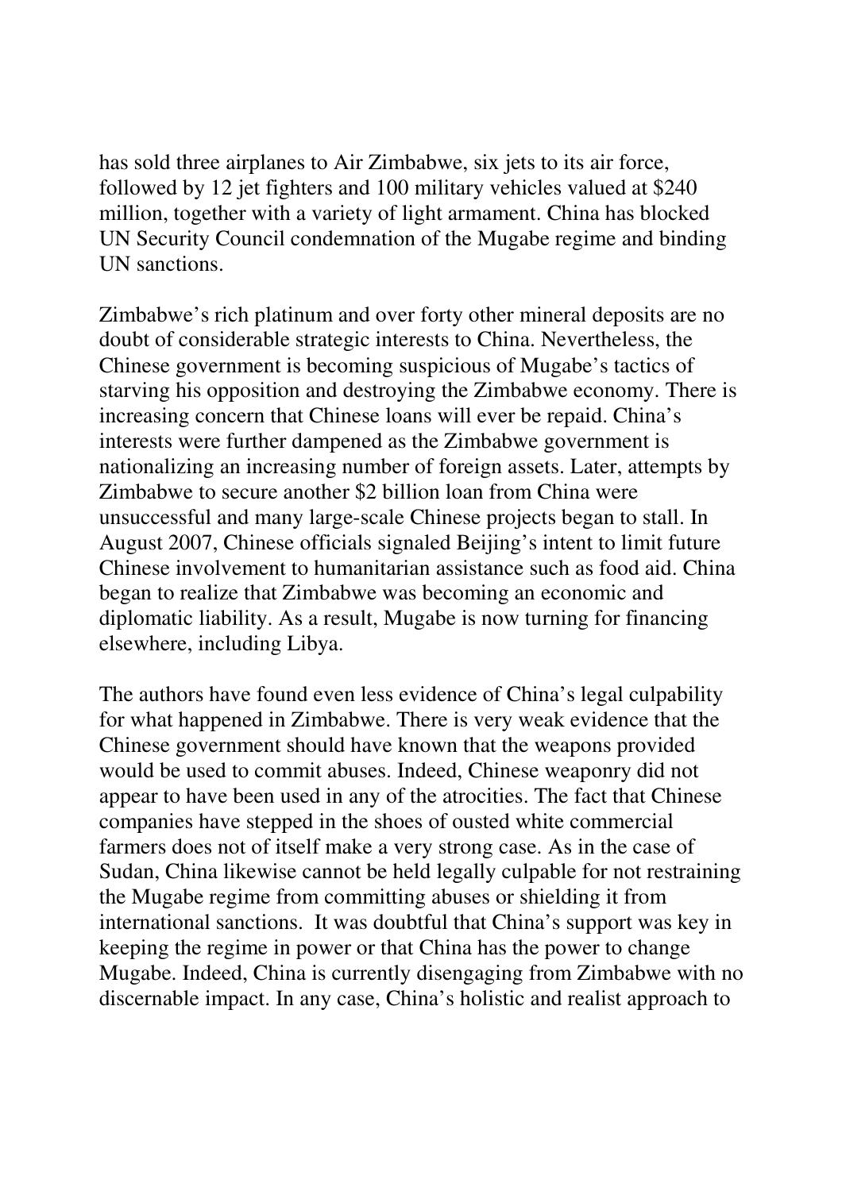has sold three airplanes to Air Zimbabwe, six jets to its air force, followed by 12 jet fighters and 100 military vehicles valued at $240 million, together with a variety of light armament. China has blocked UN Security Council condemnation of the Mugabe regime and binding UN sanctions.

Zimbabwe's rich platinum and over forty other mineral deposits are no doubt of considerable strategic interests to China. Nevertheless, the Chinese government is becoming suspicious of Mugabe's tactics of starving his opposition and destroying the Zimbabwe economy. There is increasing concern that Chinese loans will ever be repaid. China's interests were further dampened as the Zimbabwe government is nationalizing an increasing number of foreign assets. Later, attempts by Zimbabwe to secure another $2 billion loan from China were unsuccessful and many large-scale Chinese projects began to stall. In August 2007, Chinese officials signaled Beijing's intent to limit future Chinese involvement to humanitarian assistance such as food aid. China began to realize that Zimbabwe was becoming an economic and diplomatic liability. As a result, Mugabe is now turning for financing elsewhere, including Libya.

The authors have found even less evidence of China's legal culpability for what happened in Zimbabwe. There is very weak evidence that the Chinese government should have known that the weapons provided would be used to commit abuses. Indeed, Chinese weaponry did not appear to have been used in any of the atrocities. The fact that Chinese companies have stepped in the shoes of ousted white commercial farmers does not of itself make a very strong case. As in the case of Sudan, China likewise cannot be held legally culpable for not restraining the Mugabe regime from committing abuses or shielding it from international sanctions. It was doubtful that China's support was key in keeping the regime in power or that China has the power to change Mugabe. Indeed, China is currently disengaging from Zimbabwe with no discernable impact. In any case, China's holistic and realist approach to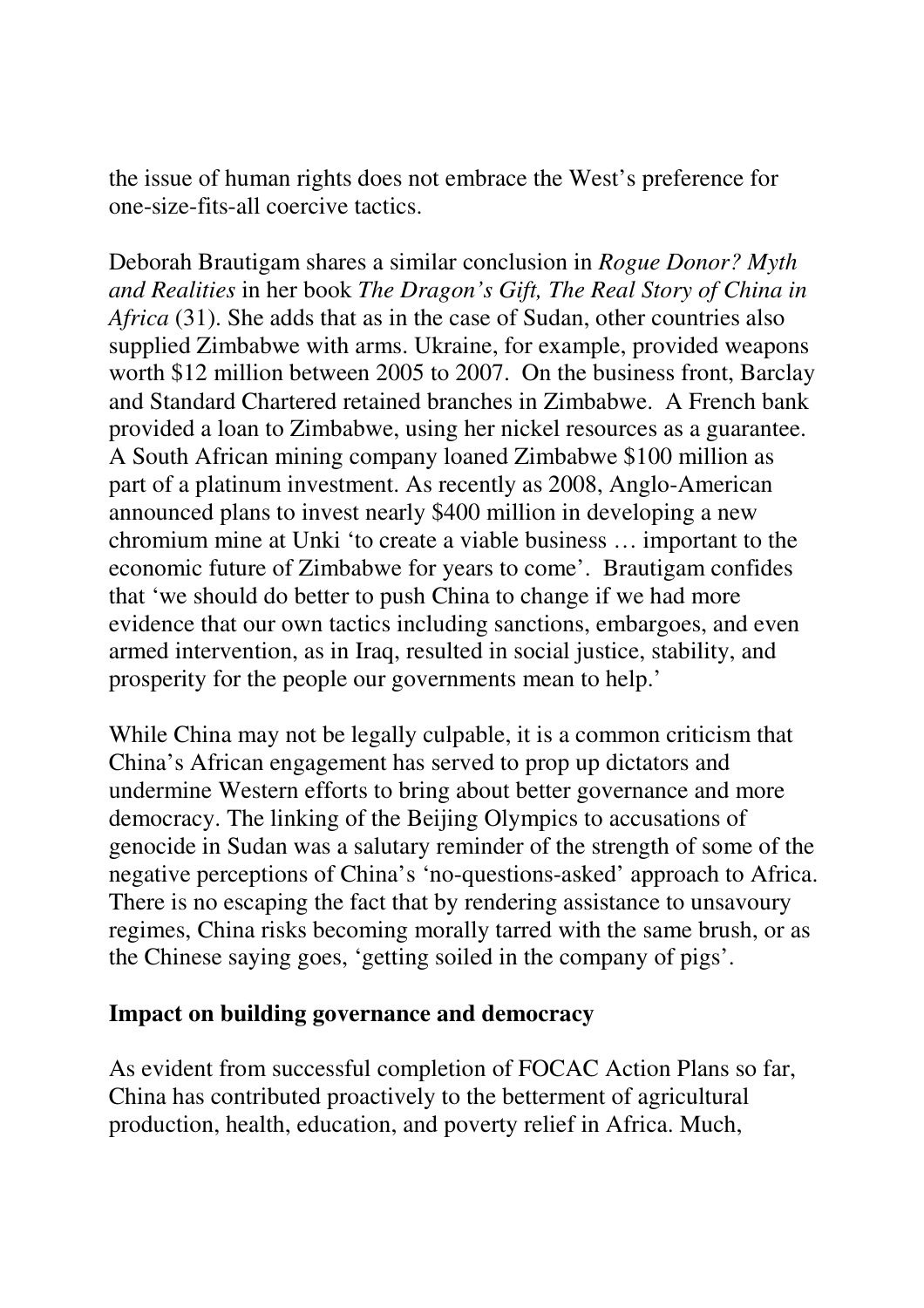the issue of human rights does not embrace the West's preference for one-size-fits-all coercive tactics.

Deborah Brautigam shares a similar conclusion in *Rogue Donor? Myth and Realities* in her book *The Dragon's Gift, The Real Story of China in Africa* (31). She adds that as in the case of Sudan, other countries also supplied Zimbabwe with arms. Ukraine, for example, provided weapons worth $12 million between 2005 to 2007. On the business front, Barclay and Standard Chartered retained branches in Zimbabwe. A French bank provided a loan to Zimbabwe, using her nickel resources as a guarantee. A South African mining company loaned Zimbabwe $100 million as part of a platinum investment. As recently as 2008, Anglo-American announced plans to invest nearly $400 million in developing a new chromium mine at Unki 'to create a viable business … important to the economic future of Zimbabwe for years to come'. Brautigam confides that 'we should do better to push China to change if we had more evidence that our own tactics including sanctions, embargoes, and even armed intervention, as in Iraq, resulted in social justice, stability, and prosperity for the people our governments mean to help.'

While China may not be legally culpable, it is a common criticism that China's African engagement has served to prop up dictators and undermine Western efforts to bring about better governance and more democracy. The linking of the Beijing Olympics to accusations of genocide in Sudan was a salutary reminder of the strength of some of the negative perceptions of China's 'no-questions-asked' approach to Africa. There is no escaping the fact that by rendering assistance to unsavoury regimes, China risks becoming morally tarred with the same brush, or as the Chinese saying goes, 'getting soiled in the company of pigs'.

**Impact on building governance and democracy**

As evident from successful completion of FOCAC Action Plans so far, China has contributed proactively to the betterment of agricultural production, health, education, and poverty relief in Africa. Much,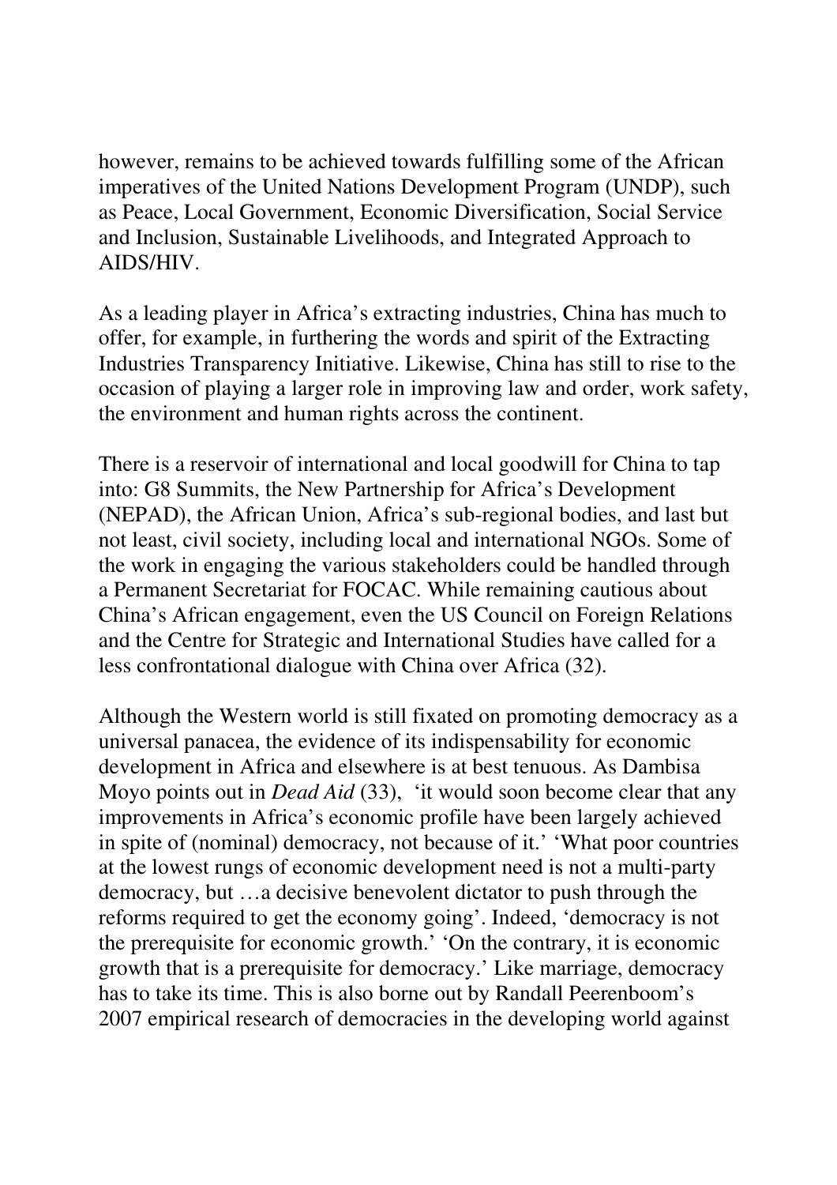however, remains to be achieved towards fulfilling some of the African imperatives of the United Nations Development Program (UNDP), such as Peace, Local Government, Economic Diversification, Social Service and Inclusion, Sustainable Livelihoods, and Integrated Approach to AIDS/HIV.

As a leading player in Africa's extracting industries, China has much to offer, for example, in furthering the words and spirit of the Extracting Industries Transparency Initiative. Likewise, China has still to rise to the occasion of playing a larger role in improving law and order, work safety, the environment and human rights across the continent.

There is a reservoir of international and local goodwill for China to tap into: G8 Summits, the New Partnership for Africa's Development (NEPAD), the African Union, Africa's sub-regional bodies, and last but not least, civil society, including local and international NGOs. Some of the work in engaging the various stakeholders could be handled through a Permanent Secretariat for FOCAC. While remaining cautious about China's African engagement, even the US Council on Foreign Relations and the Centre for Strategic and International Studies have called for a less confrontational dialogue with China over Africa (32).

Although the Western world is still fixated on promoting democracy as a universal panacea, the evidence of its indispensability for economic development in Africa and elsewhere is at best tenuous. As Dambisa Moyo points out in *Dead Aid* (33), 'it would soon become clear that any improvements in Africa's economic profile have been largely achieved in spite of (nominal) democracy, not because of it.' 'What poor countries at the lowest rungs of economic development need is not a multi-party democracy, but …a decisive benevolent dictator to push through the reforms required to get the economy going'. Indeed, 'democracy is not the prerequisite for economic growth.' 'On the contrary, it is economic growth that is a prerequisite for democracy.' Like marriage, democracy has to take its time. This is also borne out by Randall Peerenboom's 2007 empirical research of democracies in the developing world against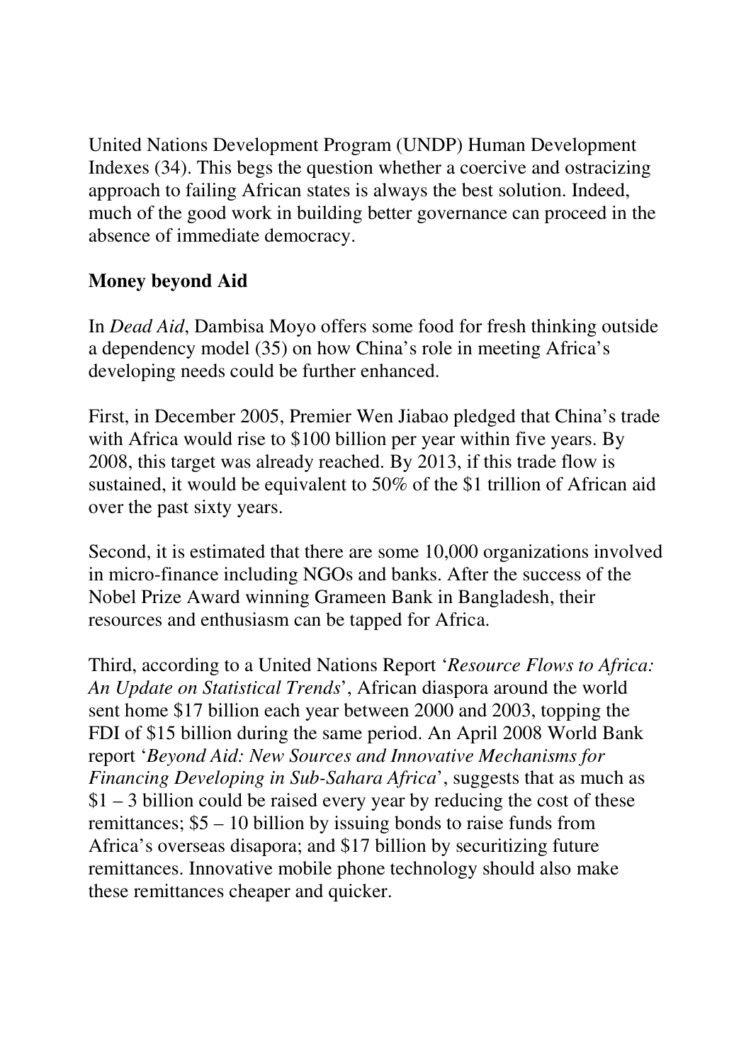United Nations Development Program (UNDP) Human Development Indexes (34). This begs the question whether a coercive and ostracizing approach to failing African states is always the best solution. Indeed, much of the good work in building better governance can proceed in the absence of immediate democracy.

**Money beyond Aid**

In *Dead Aid*, Dambisa Moyo offers some food for fresh thinking outside a dependency model (35) on how China's role in meeting Africa's developing needs could be further enhanced.

First, in December 2005, Premier Wen Jiabao pledged that China's trade with Africa would rise to $100 billion per year within five years. By 2008, this target was already reached. By 2013, if this trade flow is sustained, it would be equivalent to 50% of the $1 trillion of African aid over the past sixty years.

Second, it is estimated that there are some 10,000 organizations involved in micro-finance including NGOs and banks. After the success of the Nobel Prize Award winning Grameen Bank in Bangladesh, their resources and enthusiasm can be tapped for Africa.

Third, according to a United Nations Report '*Resource Flows to Africa: An Update on Statistical Trends*', African diaspora around the world sent home $17 billion each year between 2000 and 2003, topping the FDI of $15 billion during the same period. An April 2008 World Bank report '*Beyond Aid: New Sources and Innovative Mechanisms for Financing Developing in Sub-Sahara Africa*', suggests that as much as $1 – 3 billion could be raised every year by reducing the cost of these remittances; $5 – 10 billion by issuing bonds to raise funds from Africa's overseas disapora; and $17 billion by securitizing future remittances. Innovative mobile phone technology should also make these remittances cheaper and quicker.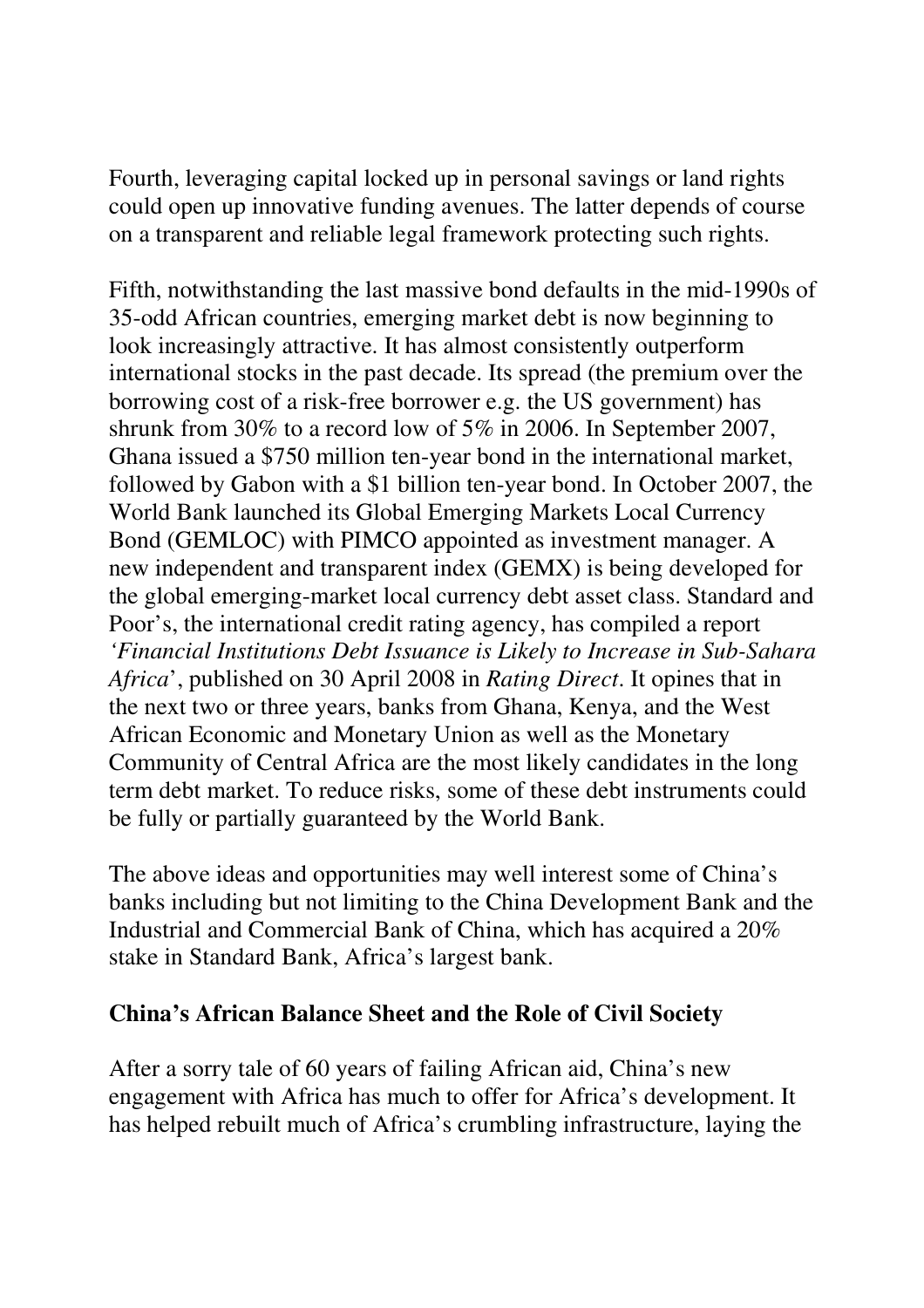Fourth, leveraging capital locked up in personal savings or land rights could open up innovative funding avenues. The latter depends of course on a transparent and reliable legal framework protecting such rights.

Fifth, notwithstanding the last massive bond defaults in the mid-1990s of 35-odd African countries, emerging market debt is now beginning to look increasingly attractive. It has almost consistently outperform international stocks in the past decade. Its spread (the premium over the borrowing cost of a risk-free borrower e.g. the US government) has shrunk from 30% to a record low of 5% in 2006. In September 2007, Ghana issued a $750 million ten-year bond in the international market, followed by Gabon with a $1 billion ten-year bond. In October 2007, the World Bank launched its Global Emerging Markets Local Currency Bond (GEMLOC) with PIMCO appointed as investment manager. A new independent and transparent index (GEMX) is being developed for the global emerging-market local currency debt asset class. Standard and Poor's, the international credit rating agency, has compiled a report *'Financial Institutions Debt Issuance is Likely to Increase in Sub-Sahara Africa*', published on 30 April 2008 in *Rating Direct*. It opines that in the next two or three years, banks from Ghana, Kenya, and the West African Economic and Monetary Union as well as the Monetary Community of Central Africa are the most likely candidates in the long term debt market. To reduce risks, some of these debt instruments could be fully or partially guaranteed by the World Bank.

The above ideas and opportunities may well interest some of China's banks including but not limiting to the China Development Bank and the Industrial and Commercial Bank of China, which has acquired a 20% stake in Standard Bank, Africa's largest bank.

**China's African Balance Sheet and the Role of Civil Society**

After a sorry tale of 60 years of failing African aid, China's new engagement with Africa has much to offer for Africa's development. It has helped rebuilt much of Africa's crumbling infrastructure, laying the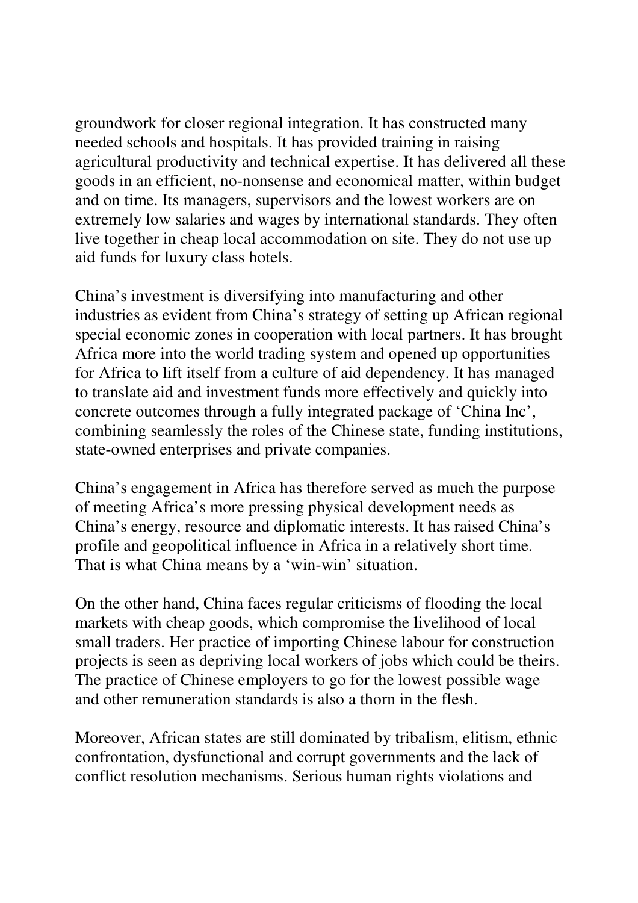groundwork for closer regional integration. It has constructed many needed schools and hospitals. It has provided training in raising agricultural productivity and technical expertise. It has delivered all these goods in an efficient, no-nonsense and economical matter, within budget and on time. Its managers, supervisors and the lowest workers are on extremely low salaries and wages by international standards. They often live together in cheap local accommodation on site. They do not use up aid funds for luxury class hotels.

China's investment is diversifying into manufacturing and other industries as evident from China's strategy of setting up African regional special economic zones in cooperation with local partners. It has brought Africa more into the world trading system and opened up opportunities for Africa to lift itself from a culture of aid dependency. It has managed to translate aid and investment funds more effectively and quickly into concrete outcomes through a fully integrated package of 'China Inc', combining seamlessly the roles of the Chinese state, funding institutions, state-owned enterprises and private companies.

China's engagement in Africa has therefore served as much the purpose of meeting Africa's more pressing physical development needs as China's energy, resource and diplomatic interests. It has raised China's profile and geopolitical influence in Africa in a relatively short time. That is what China means by a 'win-win' situation.

On the other hand, China faces regular criticisms of flooding the local markets with cheap goods, which compromise the livelihood of local small traders. Her practice of importing Chinese labour for construction projects is seen as depriving local workers of jobs which could be theirs. The practice of Chinese employers to go for the lowest possible wage and other remuneration standards is also a thorn in the flesh.

Moreover, African states are still dominated by tribalism, elitism, ethnic confrontation, dysfunctional and corrupt governments and the lack of conflict resolution mechanisms. Serious human rights violations and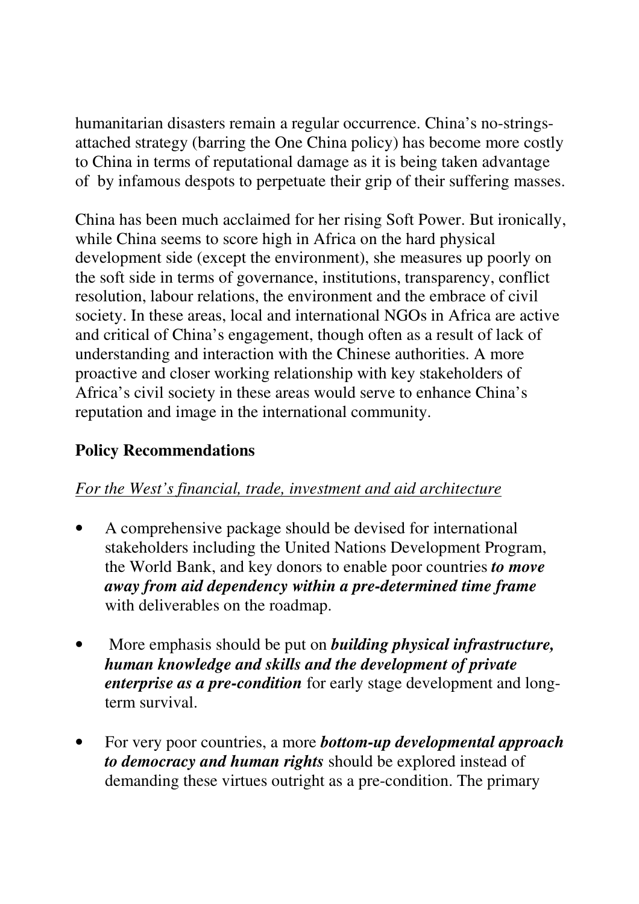humanitarian disasters remain a regular occurrence. China's no-strings-attached strategy (barring the One China policy) has become more costly to China in terms of reputational damage as it is being taken advantage of by infamous despots to perpetuate their grip of their suffering masses.

China has been much acclaimed for her rising Soft Power. But ironically, while China seems to score high in Africa on the hard physical development side (except the environment), she measures up poorly on the soft side in terms of governance, institutions, transparency, conflict resolution, labour relations, the environment and the embrace of civil society. In these areas, local and international NGOs in Africa are active and critical of China's engagement, though often as a result of lack of understanding and interaction with the Chinese authorities. A more proactive and closer working relationship with key stakeholders of Africa's civil society in these areas would serve to enhance China's reputation and image in the international community.

## Policy Recommendations

<u>*For the West's financial, trade, investment and aid architecture*</u>

- A comprehensive package should be devised for international stakeholders including the United Nations Development Program, the World Bank, and key donors to enable poor countries ***to move away from aid dependency within a pre-determined time frame*** with deliverables on the roadmap.

- More emphasis should be put on ***building physical infrastructure, human knowledge and skills and the development of private enterprise as a pre-condition*** for early stage development and long-term survival.

- For very poor countries, a more ***bottom-up developmental approach to democracy and human rights*** should be explored instead of demanding these virtues outright as a pre-condition. The primary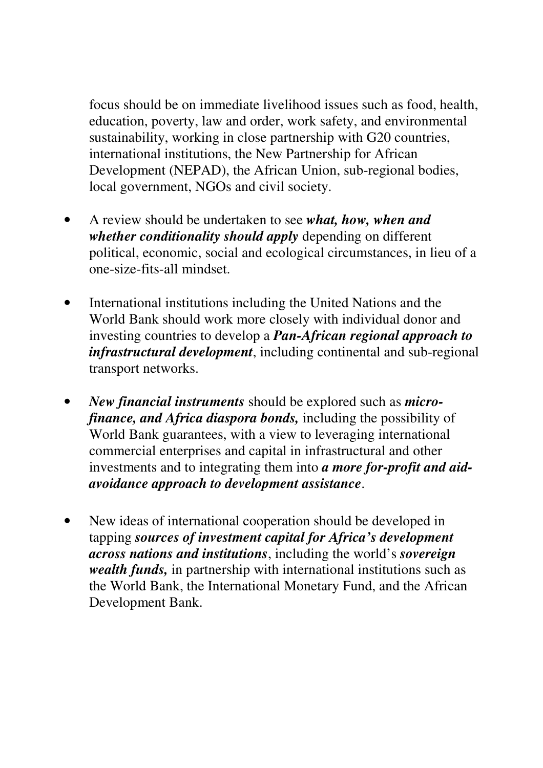focus should be on immediate livelihood issues such as food, health, education, poverty, law and order, work safety, and environmental sustainability, working in close partnership with G20 countries, international institutions, the New Partnership for African Development (NEPAD), the African Union, sub-regional bodies, local government, NGOs and civil society.

- A review should be undertaken to see ***what, how, when and whether conditionality should apply*** depending on different political, economic, social and ecological circumstances, in lieu of a one-size-fits-all mindset.

- International institutions including the United Nations and the World Bank should work more closely with individual donor and investing countries to develop a ***Pan-African regional approach to infrastructural development***, including continental and sub-regional transport networks.

- ***New financial instruments*** should be explored such as ***micro-finance, and Africa diaspora bonds,*** including the possibility of World Bank guarantees, with a view to leveraging international commercial enterprises and capital in infrastructural and other investments and to integrating them into ***a more for-profit and aid-avoidance approach to development assistance***.

- New ideas of international cooperation should be developed in tapping ***sources of investment capital for Africa's development across nations and institutions***, including the world's ***sovereign wealth funds,*** in partnership with international institutions such as the World Bank, the International Monetary Fund, and the African Development Bank.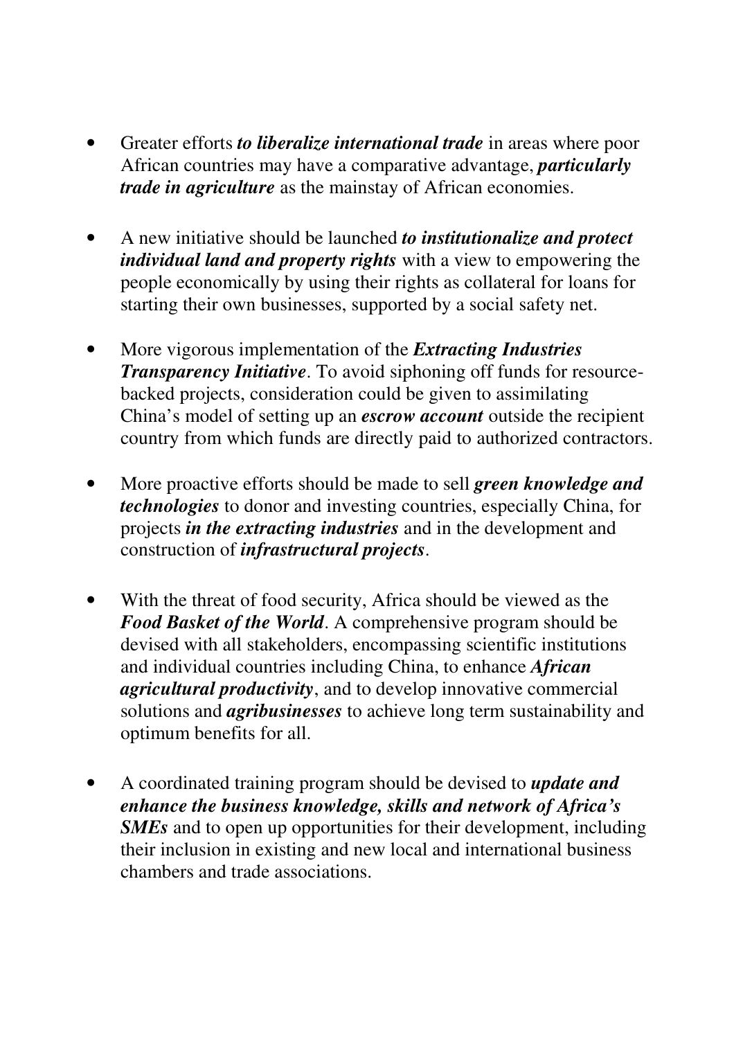- Greater efforts ***to liberalize international trade*** in areas where poor African countries may have a comparative advantage, ***particularly trade in agriculture*** as the mainstay of African economies.

- A new initiative should be launched ***to institutionalize and protect individual land and property rights*** with a view to empowering the people economically by using their rights as collateral for loans for starting their own businesses, supported by a social safety net.

- More vigorous implementation of the ***Extracting Industries Transparency Initiative***. To avoid siphoning off funds for resource-backed projects, consideration could be given to assimilating China's model of setting up an ***escrow account*** outside the recipient country from which funds are directly paid to authorized contractors.

- More proactive efforts should be made to sell ***green knowledge and technologies*** to donor and investing countries, especially China, for projects ***in the extracting industries*** and in the development and construction of ***infrastructural projects***.

- With the threat of food security, Africa should be viewed as the ***Food Basket of the World***. A comprehensive program should be devised with all stakeholders, encompassing scientific institutions and individual countries including China, to enhance ***African agricultural productivity***, and to develop innovative commercial solutions and ***agribusinesses*** to achieve long term sustainability and optimum benefits for all.

- A coordinated training program should be devised to ***update and enhance the business knowledge, skills and network of Africa's SMEs*** and to open up opportunities for their development, including their inclusion in existing and new local and international business chambers and trade associations.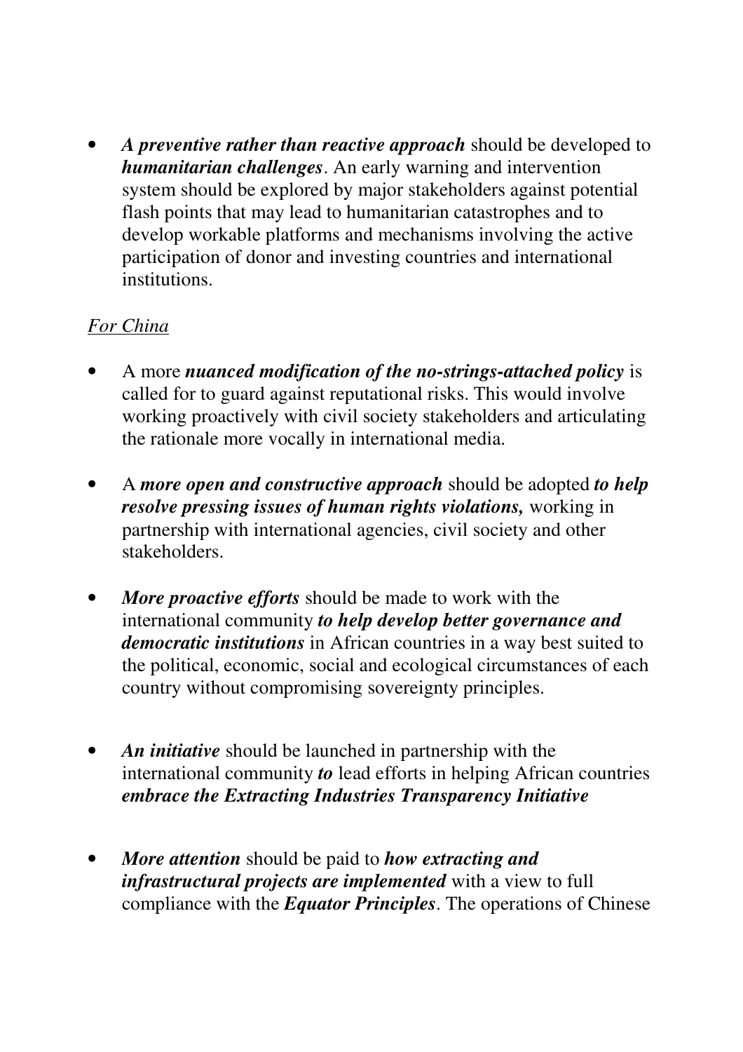- ***A preventive rather than reactive approach*** should be developed to ***humanitarian challenges***. An early warning and intervention system should be explored by major stakeholders against potential flash points that may lead to humanitarian catastrophes and to develop workable platforms and mechanisms involving the active participation of donor and investing countries and international institutions.

*For China*

- A more ***nuanced modification of the no-strings-attached policy*** is called for to guard against reputational risks. This would involve working proactively with civil society stakeholders and articulating the rationale more vocally in international media.

- A ***more open and constructive approach*** should be adopted ***to help resolve pressing issues of human rights violations,*** working in partnership with international agencies, civil society and other stakeholders.

- ***More proactive efforts*** should be made to work with the international community ***to help develop better governance and democratic institutions*** in African countries in a way best suited to the political, economic, social and ecological circumstances of each country without compromising sovereignty principles.

- ***An initiative*** should be launched in partnership with the international community ***to*** lead efforts in helping African countries ***embrace the Extracting Industries Transparency Initiative***

- ***More attention*** should be paid to ***how extracting and infrastructural projects are implemented*** with a view to full compliance with the ***Equator Principles***. The operations of Chinese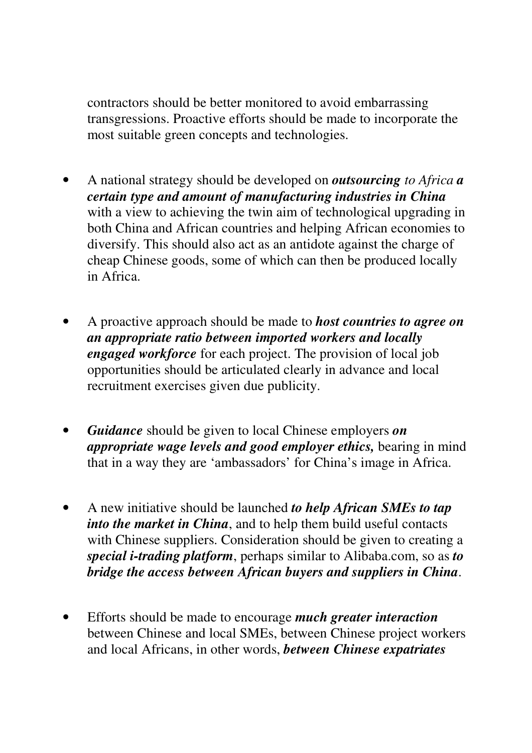contractors should be better monitored to avoid embarrassing transgressions. Proactive efforts should be made to incorporate the most suitable green concepts and technologies.

- A national strategy should be developed on ***outsourcing*** *to Africa* ***a certain type and amount of manufacturing industries in China*** with a view to achieving the twin aim of technological upgrading in both China and African countries and helping African economies to diversify. This should also act as an antidote against the charge of cheap Chinese goods, some of which can then be produced locally in Africa.

- A proactive approach should be made to ***host countries to agree on an appropriate ratio between imported workers and locally engaged workforce*** for each project. The provision of local job opportunities should be articulated clearly in advance and local recruitment exercises given due publicity.

- ***Guidance*** should be given to local Chinese employers ***on appropriate wage levels and good employer ethics,*** bearing in mind that in a way they are 'ambassadors' for China's image in Africa.

- A new initiative should be launched ***to help African SMEs to tap into the market in China***, and to help them build useful contacts with Chinese suppliers. Consideration should be given to creating a ***special i-trading platform***, perhaps similar to Alibaba.com, so as ***to bridge the access between African buyers and suppliers in China***.

- Efforts should be made to encourage ***much greater interaction*** between Chinese and local SMEs, between Chinese project workers and local Africans, in other words, ***between Chinese expatriates***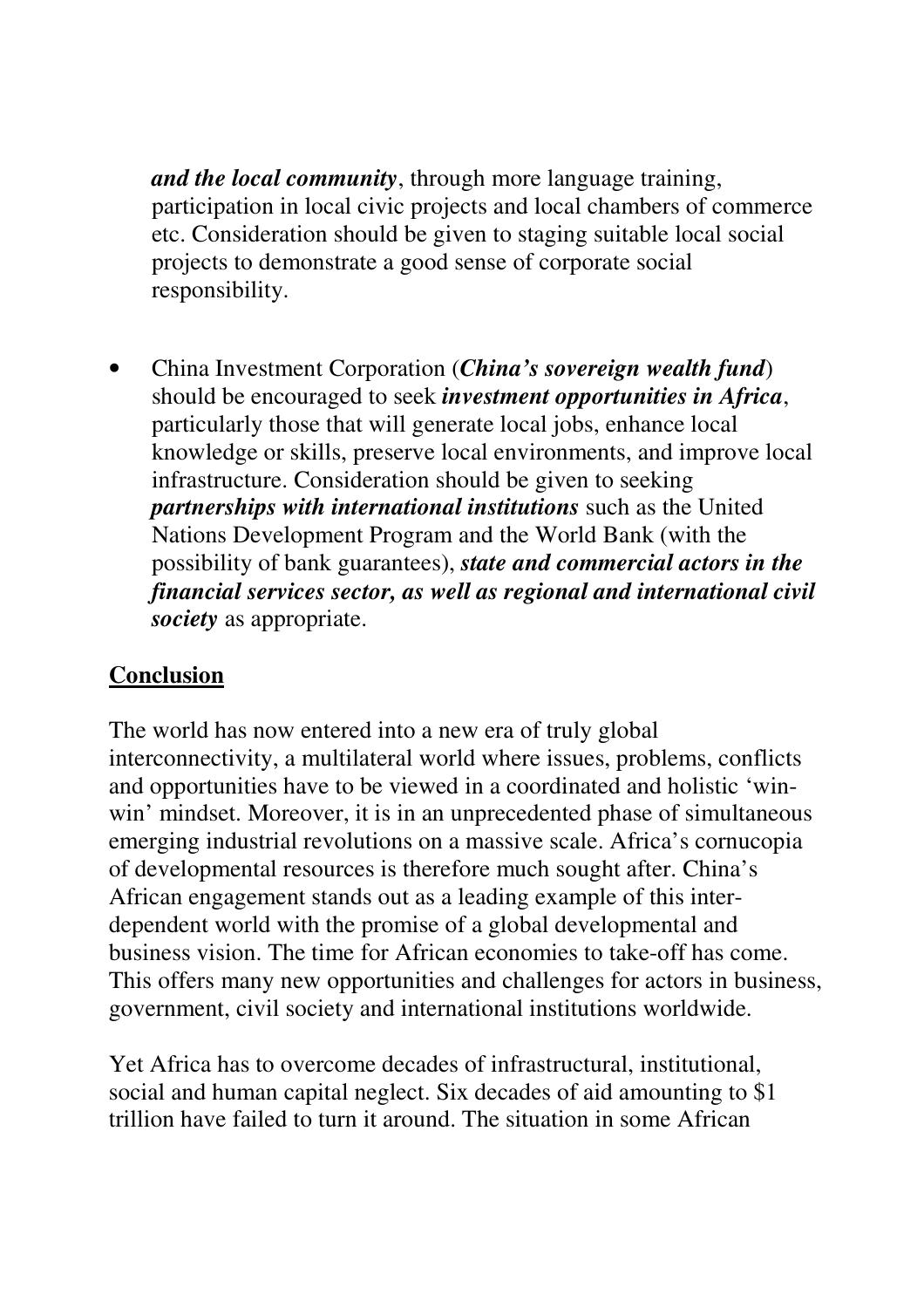*and the local community*, through more language training, participation in local civic projects and local chambers of commerce etc. Consideration should be given to staging suitable local social projects to demonstrate a good sense of corporate social responsibility.

- China Investment Corporation (***China's sovereign wealth fund***) should be encouraged to seek ***investment opportunities in Africa***, particularly those that will generate local jobs, enhance local knowledge or skills, preserve local environments, and improve local infrastructure. Consideration should be given to seeking ***partnerships with international institutions*** such as the United Nations Development Program and the World Bank (with the possibility of bank guarantees), ***state and commercial actors in the financial services sector, as well as regional and international civil society*** as appropriate.

**Conclusion**

The world has now entered into a new era of truly global interconnectivity, a multilateral world where issues, problems, conflicts and opportunities have to be viewed in a coordinated and holistic 'win-win' mindset. Moreover, it is in an unprecedented phase of simultaneous emerging industrial revolutions on a massive scale. Africa's cornucopia of developmental resources is therefore much sought after. China's African engagement stands out as a leading example of this inter-dependent world with the promise of a global developmental and business vision. The time for African economies to take-off has come. This offers many new opportunities and challenges for actors in business, government, civil society and international institutions worldwide.

Yet Africa has to overcome decades of infrastructural, institutional, social and human capital neglect. Six decades of aid amounting to $1 trillion have failed to turn it around. The situation in some African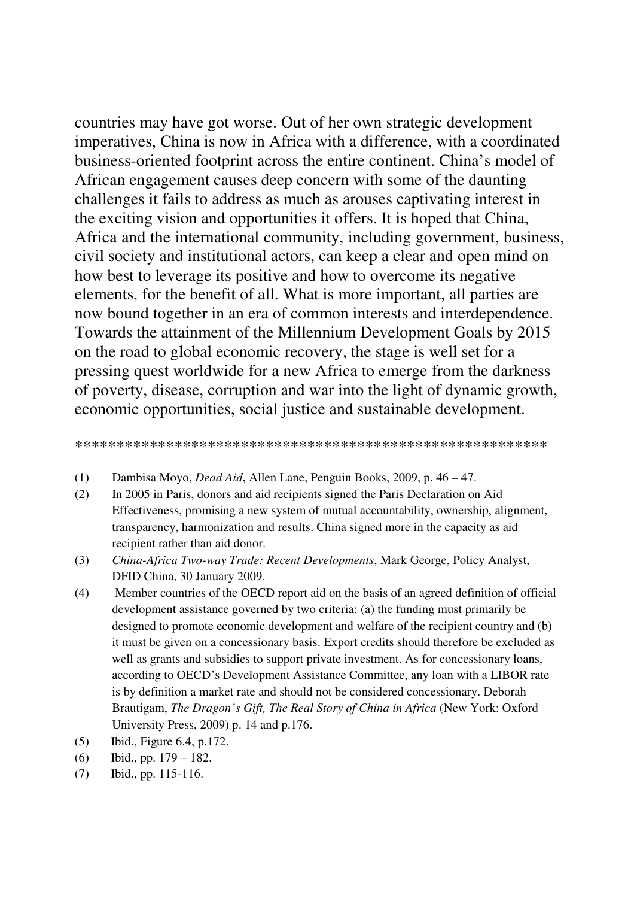countries may have got worse. Out of her own strategic development imperatives, China is now in Africa with a difference, with a coordinated business-oriented footprint across the entire continent. China's model of African engagement causes deep concern with some of the daunting challenges it fails to address as much as arouses captivating interest in the exciting vision and opportunities it offers. It is hoped that China, Africa and the international community, including government, business, civil society and institutional actors, can keep a clear and open mind on how best to leverage its positive and how to overcome its negative elements, for the benefit of all. What is more important, all parties are now bound together in an era of common interests and interdependence. Towards the attainment of the Millennium Development Goals by 2015 on the road to global economic recovery, the stage is well set for a pressing quest worldwide for a new Africa to emerge from the darkness of poverty, disease, corruption and war into the light of dynamic growth, economic opportunities, social justice and sustainable development.

*******************************************************

(1) Dambisa Moyo, *Dead Aid*, Allen Lane, Penguin Books, 2009, p. 46 – 47.

(2) In 2005 in Paris, donors and aid recipients signed the Paris Declaration on Aid Effectiveness, promising a new system of mutual accountability, ownership, alignment, transparency, harmonization and results. China signed more in the capacity as aid recipient rather than aid donor.

(3) *China-Africa Two-way Trade: Recent Developments*, Mark George, Policy Analyst, DFID China, 30 January 2009.

(4) Member countries of the OECD report aid on the basis of an agreed definition of official development assistance governed by two criteria: (a) the funding must primarily be designed to promote economic development and welfare of the recipient country and (b) it must be given on a concessionary basis. Export credits should therefore be excluded as well as grants and subsidies to support private investment. As for concessionary loans, according to OECD's Development Assistance Committee, any loan with a LIBOR rate is by definition a market rate and should not be considered concessionary. Deborah Brautigam, *The Dragon's Gift, The Real Story of China in Africa* (New York: Oxford University Press, 2009) p. 14 and p.176.

(5) Ibid., Figure 6.4, p.172.

(6) Ibid., pp. 179 – 182.

(7) Ibid., pp. 115-116.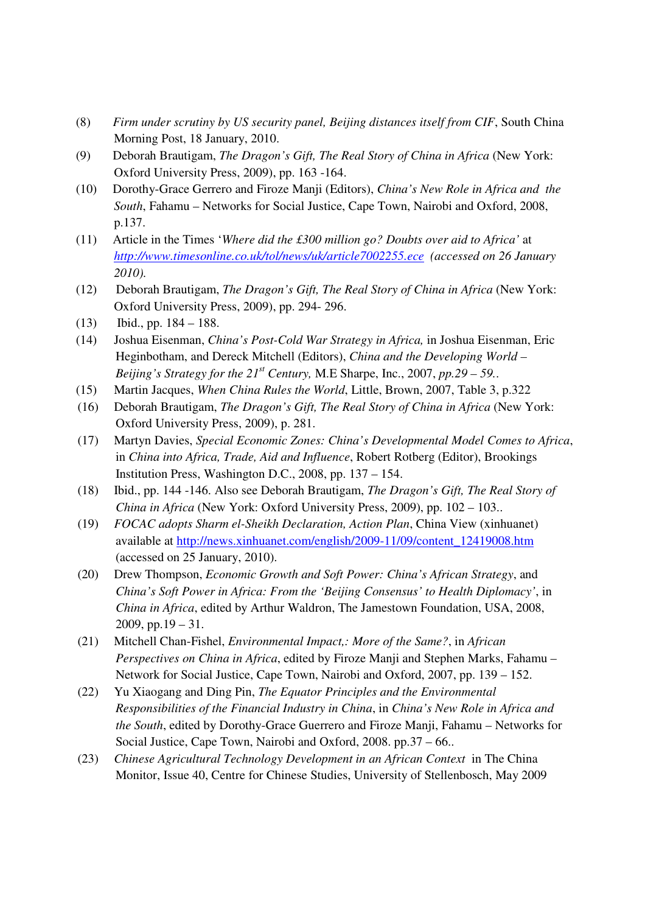(8) *Firm under scrutiny by US security panel, Beijing distances itself from CIF*, South China Morning Post, 18 January, 2010.

(9) Deborah Brautigam, *The Dragon's Gift, The Real Story of China in Africa* (New York: Oxford University Press, 2009), pp. 163 -164.

(10) Dorothy-Grace Gerrero and Firoze Manji (Editors), *China's New Role in Africa and the South*, Fahamu – Networks for Social Justice, Cape Town, Nairobi and Oxford, 2008, p.137.

(11) Article in the Times '*Where did the £300 million go? Doubts over aid to Africa'* at *http://www.timesonline.co.uk/tol/news/uk/article7002255.ece (accessed on 26 January 2010).*

(12) Deborah Brautigam, *The Dragon's Gift, The Real Story of China in Africa* (New York: Oxford University Press, 2009), pp. 294- 296.

(13) Ibid., pp. 184 – 188.

(14) Joshua Eisenman, *China's Post-Cold War Strategy in Africa,* in Joshua Eisenman, Eric Heginbotham, and Dereck Mitchell (Editors), *China and the Developing World – Beijing's Strategy for the 21st Century,* M.E Sharpe, Inc., 2007, *pp.29 – 59..*

(15) Martin Jacques, *When China Rules the World*, Little, Brown, 2007, Table 3, p.322

(16) Deborah Brautigam, *The Dragon's Gift, The Real Story of China in Africa* (New York: Oxford University Press, 2009), p. 281.

(17) Martyn Davies, *Special Economic Zones: China's Developmental Model Comes to Africa*, in *China into Africa, Trade, Aid and Influence*, Robert Rotberg (Editor), Brookings Institution Press, Washington D.C., 2008, pp. 137 – 154.

(18) Ibid., pp. 144 -146. Also see Deborah Brautigam, *The Dragon's Gift, The Real Story of China in Africa* (New York: Oxford University Press, 2009), pp. 102 – 103..

(19) *FOCAC adopts Sharm el-Sheikh Declaration, Action Plan*, China View (xinhuanet) available at http://news.xinhuanet.com/english/2009-11/09/content_12419008.htm (accessed on 25 January, 2010).

(20) Drew Thompson, *Economic Growth and Soft Power: China's African Strategy*, and *China's Soft Power in Africa: From the 'Beijing Consensus' to Health Diplomacy'*, in *China in Africa*, edited by Arthur Waldron, The Jamestown Foundation, USA, 2008, 2009, pp.19 – 31.

(21) Mitchell Chan-Fishel, *Environmental Impact,: More of the Same?*, in *African Perspectives on China in Africa*, edited by Firoze Manji and Stephen Marks, Fahamu – Network for Social Justice, Cape Town, Nairobi and Oxford, 2007, pp. 139 – 152.

(22) Yu Xiaogang and Ding Pin, *The Equator Principles and the Environmental Responsibilities of the Financial Industry in China*, in *China's New Role in Africa and the South*, edited by Dorothy-Grace Guerrero and Firoze Manji, Fahamu – Networks for Social Justice, Cape Town, Nairobi and Oxford, 2008. pp.37 – 66..

(23) *Chinese Agricultural Technology Development in an African Context* in The China Monitor, Issue 40, Centre for Chinese Studies, University of Stellenbosch, May 2009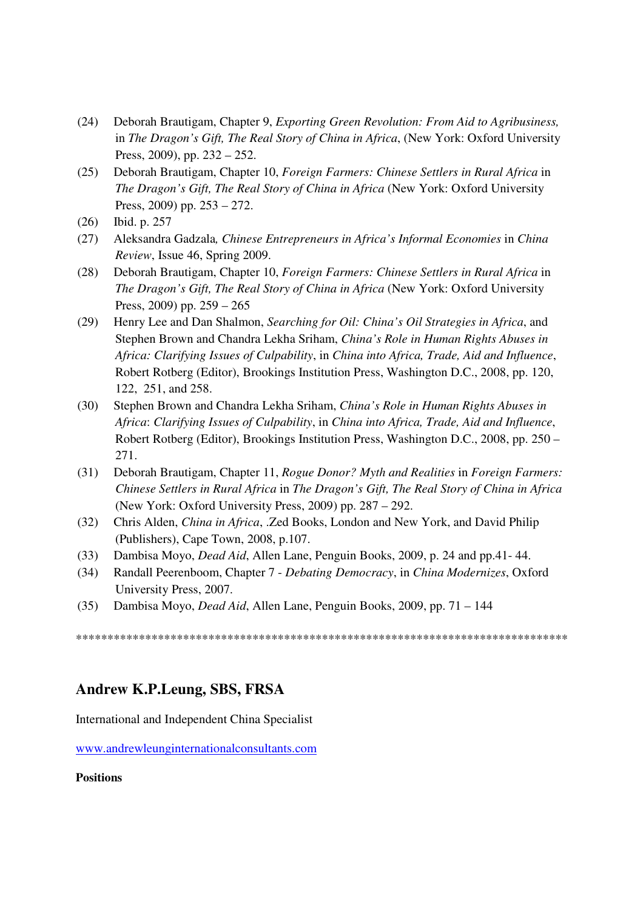(24) Deborah Brautigam, Chapter 9, *Exporting Green Revolution: From Aid to Agribusiness,* in *The Dragon's Gift, The Real Story of China in Africa*, (New York: Oxford University Press, 2009), pp. 232 – 252.

(25) Deborah Brautigam, Chapter 10, *Foreign Farmers: Chinese Settlers in Rural Africa* in *The Dragon's Gift, The Real Story of China in Africa* (New York: Oxford University Press, 2009) pp. 253 – 272.

(26) Ibid. p. 257

(27) Aleksandra Gadzala*, Chinese Entrepreneurs in Africa's Informal Economies* in *China Review*, Issue 46, Spring 2009.

(28) Deborah Brautigam, Chapter 10, *Foreign Farmers: Chinese Settlers in Rural Africa* in *The Dragon's Gift, The Real Story of China in Africa* (New York: Oxford University Press, 2009) pp. 259 – 265

(29) Henry Lee and Dan Shalmon, *Searching for Oil: China's Oil Strategies in Africa*, and Stephen Brown and Chandra Lekha Sriham, *China's Role in Human Rights Abuses in Africa: Clarifying Issues of Culpability*, in *China into Africa, Trade, Aid and Influence*, Robert Rotberg (Editor), Brookings Institution Press, Washington D.C., 2008, pp. 120, 122, 251, and 258.

(30) Stephen Brown and Chandra Lekha Sriham, *China's Role in Human Rights Abuses in Africa*: *Clarifying Issues of Culpability*, in *China into Africa, Trade, Aid and Influence*, Robert Rotberg (Editor), Brookings Institution Press, Washington D.C., 2008, pp. 250 – 271.

(31) Deborah Brautigam, Chapter 11, *Rogue Donor? Myth and Realities* in *Foreign Farmers: Chinese Settlers in Rural Africa* in *The Dragon's Gift, The Real Story of China in Africa* (New York: Oxford University Press, 2009) pp. 287 – 292.

(32) Chris Alden, *China in Africa*, .Zed Books, London and New York, and David Philip (Publishers), Cape Town, 2008, p.107.

(33) Dambisa Moyo, *Dead Aid*, Allen Lane, Penguin Books, 2009, p. 24 and pp.41- 44.

(34) Randall Peerenboom, Chapter 7 - *Debating Democracy*, in *China Modernizes*, Oxford University Press, 2007.

(35) Dambisa Moyo, *Dead Aid*, Allen Lane, Penguin Books, 2009, pp. 71 – 144

*******************************************************************************

## Andrew K.P.Leung, SBS, FRSA

International and Independent China Specialist

www.andrewleunginternationalconsultants.com

**Positions**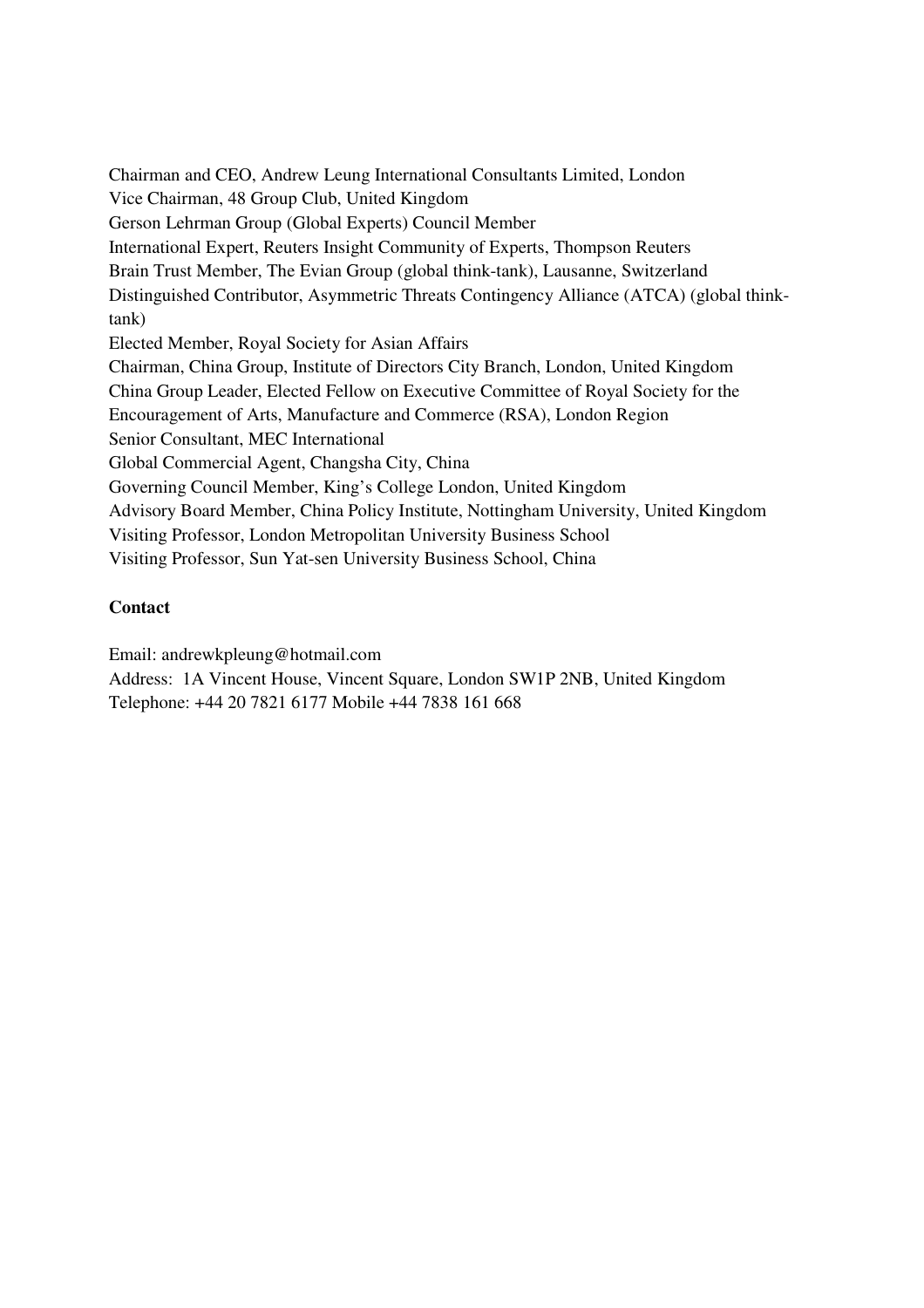Chairman and CEO, Andrew Leung International Consultants Limited, London
Vice Chairman, 48 Group Club, United Kingdom
Gerson Lehrman Group (Global Experts) Council Member
International Expert, Reuters Insight Community of Experts, Thompson Reuters
Brain Trust Member, The Evian Group (global think-tank), Lausanne, Switzerland
Distinguished Contributor, Asymmetric Threats Contingency Alliance (ATCA) (global think-tank)
Elected Member, Royal Society for Asian Affairs
Chairman, China Group, Institute of Directors City Branch, London, United Kingdom
China Group Leader, Elected Fellow on Executive Committee of Royal Society for the Encouragement of Arts, Manufacture and Commerce (RSA), London Region
Senior Consultant, MEC International
Global Commercial Agent, Changsha City, China
Governing Council Member, King's College London, United Kingdom
Advisory Board Member, China Policy Institute, Nottingham University, United Kingdom
Visiting Professor, London Metropolitan University Business School
Visiting Professor, Sun Yat-sen University Business School, China

**Contact**

Email: andrewkpleung@hotmail.com
Address: 1A Vincent House, Vincent Square, London SW1P 2NB, United Kingdom
Telephone: +44 20 7821 6177 Mobile +44 7838 161 668